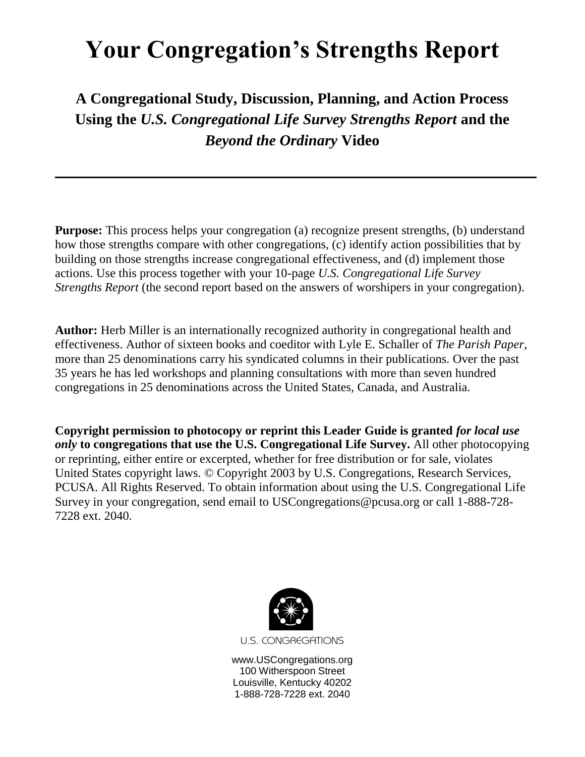# Your Congregation's Strengths Report

## A Congregational Study, Discussion, Planning, and Action Process Using the *U.S. Congregational Life Survey Strengths Report* and the *Beyond the Ordinary* Video

---

**Purpose:** This process helps your congregation (a) recognize present strengths, (b) understand how those strengths compare with other congregations, (c) identify action possibilities that by building on those strengths increase congregational effectiveness, and (d) implement those actions. Use this process together with your 10-page *U.S. Congregational Life Survey Strengths Report* (the second report based on the answers of worshipers in your congregation).

**Author:** Herb Miller is an internationally recognized authority in congregational health and effectiveness. Author of sixteen books and coeditor with Lyle E. Schaller of *The Parish Paper*, more than 25 denominations carry his syndicated columns in their publications. Over the past 35 years he has led workshops and planning consultations with more than seven hundred congregations in 25 denominations across the United States, Canada, and Australia.

**Copyright permission to photocopy or reprint this Leader Guide is granted *for local use only* to congregations that use the U.S. Congregational Life Survey.** All other photocopying or reprinting, either entire or excerpted, whether for free distribution or for sale, violates United States copyright laws. © Copyright 2003 by U.S. Congregations, Research Services, PCUSA. All Rights Reserved. To obtain information about using the U.S. Congregational Life Survey in your congregation, send email to USCongregations@pcusa.org or call 1-888-728-7228 ext. 2040.

U.S. CONGREGATIONS

www.USCongregations.org
100 Witherspoon Street
Louisville, Kentucky 40202
1-888-728-7228 ext. 2040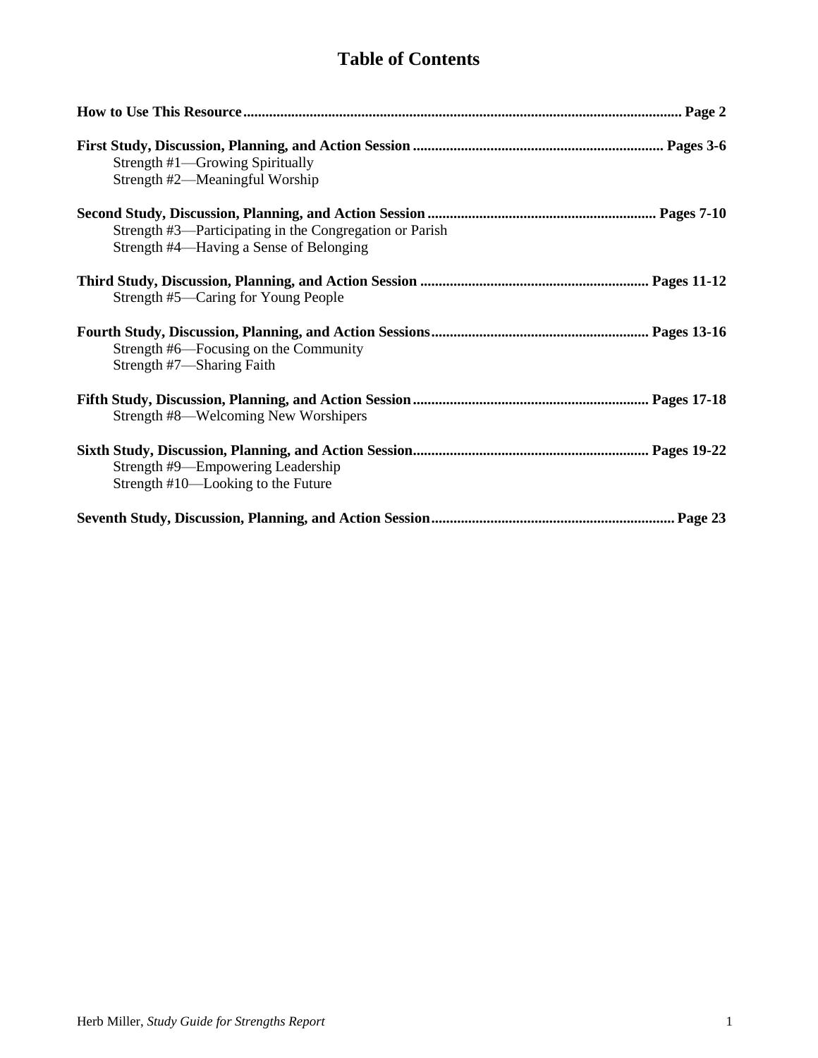# Table of Contents

**How to Use This Resource** ........................................................................................................ **Page 2**

**First Study, Discussion, Planning, and Action Session** ........................................................ **Pages 3-6**
Strength #1—Growing Spiritually
Strength #2—Meaningful Worship

**Second Study, Discussion, Planning, and Action Session** ..................................................... **Pages 7-10**
Strength #3—Participating in the Congregation or Parish
Strength #4—Having a Sense of Belonging

**Third Study, Discussion, Planning, and Action Session** ....................................................... **Pages 11-12**
Strength #5—Caring for Young People

**Fourth Study, Discussion, Planning, and Action Sessions** ..................................................... **Pages 13-16**
Strength #6—Focusing on the Community
Strength #7—Sharing Faith

**Fifth Study, Discussion, Planning, and Action Session** ......................................................... **Pages 17-18**
Strength #8—Welcoming New Worshipers

**Sixth Study, Discussion, Planning, and Action Session** ......................................................... **Pages 19-22**
Strength #9—Empowering Leadership
Strength #10—Looking to the Future

**Seventh Study, Discussion, Planning, and Action Session** ...................................................... **Page 23**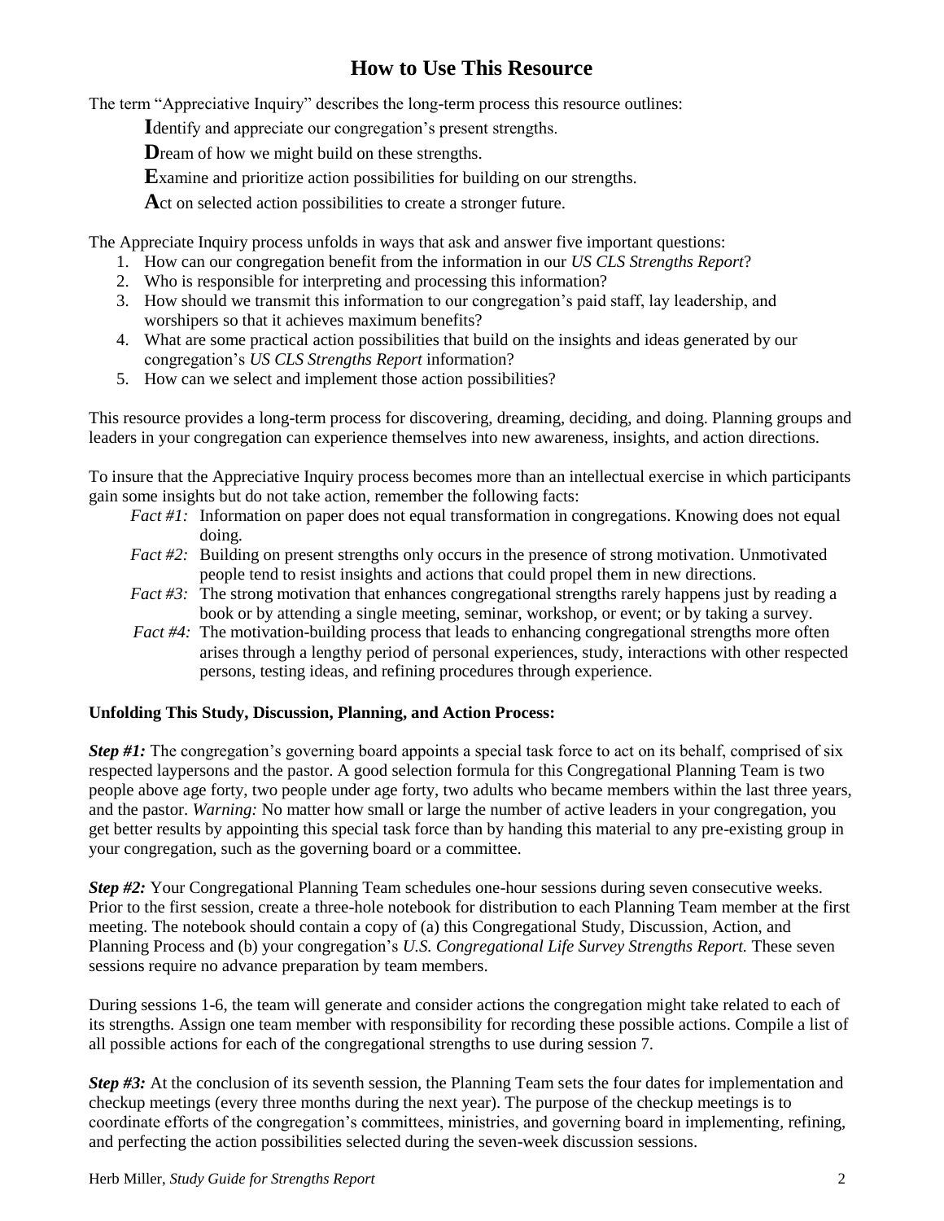# How to Use This Resource

The term "Appreciative Inquiry" describes the long-term process this resource outlines:

**I**dentify and appreciate our congregation's present strengths.

**D**ream of how we might build on these strengths.

**E**xamine and prioritize action possibilities for building on our strengths.

**A**ct on selected action possibilities to create a stronger future.

The Appreciate Inquiry process unfolds in ways that ask and answer five important questions:

1. How can our congregation benefit from the information in our *US CLS Strengths Report*?
2. Who is responsible for interpreting and processing this information?
3. How should we transmit this information to our congregation's paid staff, lay leadership, and worshipers so that it achieves maximum benefits?
4. What are some practical action possibilities that build on the insights and ideas generated by our congregation's *US CLS Strengths Report* information?
5. How can we select and implement those action possibilities?

This resource provides a long-term process for discovering, dreaming, deciding, and doing. Planning groups and leaders in your congregation can experience themselves into new awareness, insights, and action directions.

To insure that the Appreciative Inquiry process becomes more than an intellectual exercise in which participants gain some insights but do not take action, remember the following facts:

*Fact #1:* Information on paper does not equal transformation in congregations. Knowing does not equal doing.

*Fact #2:* Building on present strengths only occurs in the presence of strong motivation. Unmotivated people tend to resist insights and actions that could propel them in new directions.

*Fact #3:* The strong motivation that enhances congregational strengths rarely happens just by reading a book or by attending a single meeting, seminar, workshop, or event; or by taking a survey.

*Fact #4:* The motivation-building process that leads to enhancing congregational strengths more often arises through a lengthy period of personal experiences, study, interactions with other respected persons, testing ideas, and refining procedures through experience.

**Unfolding This Study, Discussion, Planning, and Action Process:**

***Step #1:*** The congregation's governing board appoints a special task force to act on its behalf, comprised of six respected laypersons and the pastor. A good selection formula for this Congregational Planning Team is two people above age forty, two people under age forty, two adults who became members within the last three years, and the pastor. *Warning:* No matter how small or large the number of active leaders in your congregation, you get better results by appointing this special task force than by handing this material to any pre-existing group in your congregation, such as the governing board or a committee.

***Step #2:*** Your Congregational Planning Team schedules one-hour sessions during seven consecutive weeks. Prior to the first session, create a three-hole notebook for distribution to each Planning Team member at the first meeting. The notebook should contain a copy of (a) this Congregational Study, Discussion, Action, and Planning Process and (b) your congregation's *U.S. Congregational Life Survey Strengths Report.* These seven sessions require no advance preparation by team members.

During sessions 1-6, the team will generate and consider actions the congregation might take related to each of its strengths. Assign one team member with responsibility for recording these possible actions. Compile a list of all possible actions for each of the congregational strengths to use during session 7.

***Step #3:*** At the conclusion of its seventh session, the Planning Team sets the four dates for implementation and checkup meetings (every three months during the next year). The purpose of the checkup meetings is to coordinate efforts of the congregation's committees, ministries, and governing board in implementing, refining, and perfecting the action possibilities selected during the seven-week discussion sessions.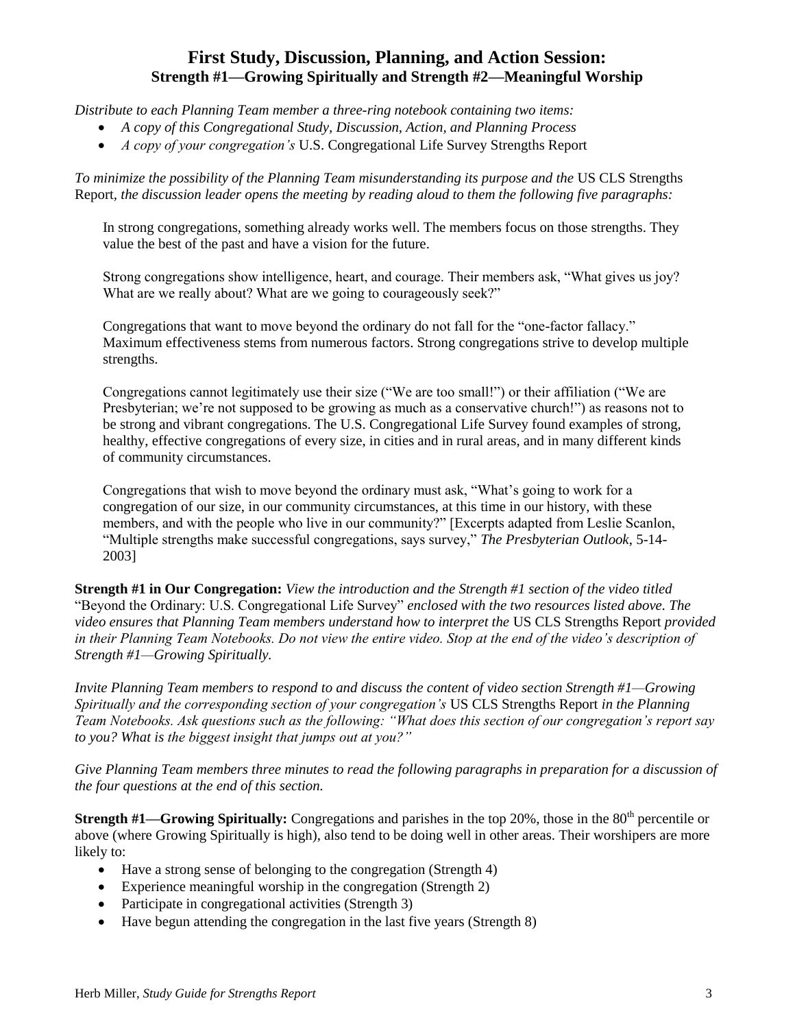## First Study, Discussion, Planning, and Action Session:
### Strength #1—Growing Spiritually and Strength #2—Meaningful Worship

*Distribute to each Planning Team member a three-ring notebook containing two items:*

- *A copy of this Congregational Study, Discussion, Action, and Planning Process*
- *A copy of your congregation's* U.S. Congregational Life Survey Strengths Report

*To minimize the possibility of the Planning Team misunderstanding its purpose and the* US CLS Strengths Report, *the discussion leader opens the meeting by reading aloud to them the following five paragraphs:*

> In strong congregations, something already works well. The members focus on those strengths. They value the best of the past and have a vision for the future.
>
> Strong congregations show intelligence, heart, and courage. Their members ask, "What gives us joy? What are we really about? What are we going to courageously seek?"
>
> Congregations that want to move beyond the ordinary do not fall for the "one-factor fallacy." Maximum effectiveness stems from numerous factors. Strong congregations strive to develop multiple strengths.
>
> Congregations cannot legitimately use their size ("We are too small!") or their affiliation ("We are Presbyterian; we're not supposed to be growing as much as a conservative church!") as reasons not to be strong and vibrant congregations. The U.S. Congregational Life Survey found examples of strong, healthy, effective congregations of every size, in cities and in rural areas, and in many different kinds of community circumstances.
>
> Congregations that wish to move beyond the ordinary must ask, "What's going to work for a congregation of our size, in our community circumstances, at this time in our history, with these members, and with the people who live in our community?" [Excerpts adapted from Leslie Scanlon, "Multiple strengths make successful congregations, says survey," *The Presbyterian Outlook*, 5-14-2003]

**Strength #1 in Our Congregation:** *View the introduction and the Strength #1 section of the video titled* "Beyond the Ordinary: U.S. Congregational Life Survey" *enclosed with the two resources listed above. The video ensures that Planning Team members understand how to interpret the* US CLS Strengths Report *provided in their Planning Team Notebooks. Do not view the entire video. Stop at the end of the video's description of Strength #1—Growing Spiritually.*

*Invite Planning Team members to respond to and discuss the content of video section Strength #1—Growing Spiritually and the corresponding section of your congregation's* US CLS Strengths Report *in the Planning Team Notebooks. Ask questions such as the following: "What does this section of our congregation's report say to you? What is the biggest insight that jumps out at you?"*

*Give Planning Team members three minutes to read the following paragraphs in preparation for a discussion of the four questions at the end of this section.*

**Strength #1—Growing Spiritually:** Congregations and parishes in the top 20%, those in the 80th percentile or above (where Growing Spiritually is high), also tend to be doing well in other areas. Their worshipers are more likely to:

- Have a strong sense of belonging to the congregation (Strength 4)
- Experience meaningful worship in the congregation (Strength 2)
- Participate in congregational activities (Strength 3)
- Have begun attending the congregation in the last five years (Strength 8)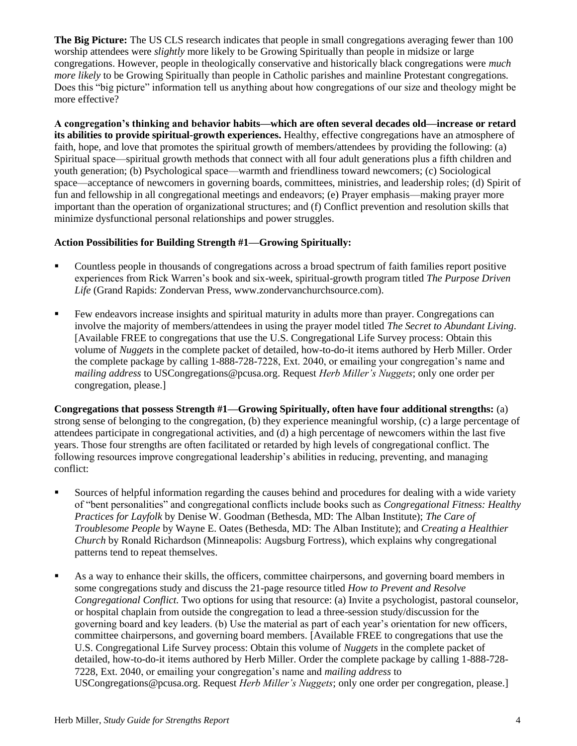**The Big Picture:** The US CLS research indicates that people in small congregations averaging fewer than 100 worship attendees were *slightly* more likely to be Growing Spiritually than people in midsize or large congregations. However, people in theologically conservative and historically black congregations were *much more likely* to be Growing Spiritually than people in Catholic parishes and mainline Protestant congregations. Does this "big picture" information tell us anything about how congregations of our size and theology might be more effective?

**A congregation's thinking and behavior habits—which are often several decades old—increase or retard its abilities to provide spiritual-growth experiences.** Healthy, effective congregations have an atmosphere of faith, hope, and love that promotes the spiritual growth of members/attendees by providing the following: (a) Spiritual space—spiritual growth methods that connect with all four adult generations plus a fifth children and youth generation; (b) Psychological space—warmth and friendliness toward newcomers; (c) Sociological space—acceptance of newcomers in governing boards, committees, ministries, and leadership roles; (d) Spirit of fun and fellowship in all congregational meetings and endeavors; (e) Prayer emphasis—making prayer more important than the operation of organizational structures; and (f) Conflict prevention and resolution skills that minimize dysfunctional personal relationships and power struggles.

**Action Possibilities for Building Strength #1—Growing Spiritually:**

- Countless people in thousands of congregations across a broad spectrum of faith families report positive experiences from Rick Warren's book and six-week, spiritual-growth program titled *The Purpose Driven Life* (Grand Rapids: Zondervan Press, www.zondervanchurchsource.com).

- Few endeavors increase insights and spiritual maturity in adults more than prayer. Congregations can involve the majority of members/attendees in using the prayer model titled *The Secret to Abundant Living*. [Available FREE to congregations that use the U.S. Congregational Life Survey process: Obtain this volume of *Nuggets* in the complete packet of detailed, how-to-do-it items authored by Herb Miller. Order the complete package by calling 1-888-728-7228, Ext. 2040, or emailing your congregation's name and *mailing address* to USCongregations@pcusa.org. Request *Herb Miller's Nuggets*; only one order per congregation, please.]

**Congregations that possess Strength #1—Growing Spiritually, often have four additional strengths:** (a) strong sense of belonging to the congregation, (b) they experience meaningful worship, (c) a large percentage of attendees participate in congregational activities, and (d) a high percentage of newcomers within the last five years. Those four strengths are often facilitated or retarded by high levels of congregational conflict. The following resources improve congregational leadership's abilities in reducing, preventing, and managing conflict:

- Sources of helpful information regarding the causes behind and procedures for dealing with a wide variety of "bent personalities" and congregational conflicts include books such as *Congregational Fitness: Healthy Practices for Layfolk* by Denise W. Goodman (Bethesda, MD: The Alban Institute); *The Care of Troublesome People* by Wayne E. Oates (Bethesda, MD: The Alban Institute); and *Creating a Healthier Church* by Ronald Richardson (Minneapolis: Augsburg Fortress), which explains why congregational patterns tend to repeat themselves.

- As a way to enhance their skills, the officers, committee chairpersons, and governing board members in some congregations study and discuss the 21-page resource titled *How to Prevent and Resolve Congregational Conflict.* Two options for using that resource: (a) Invite a psychologist, pastoral counselor, or hospital chaplain from outside the congregation to lead a three-session study/discussion for the governing board and key leaders. (b) Use the material as part of each year's orientation for new officers, committee chairpersons, and governing board members. [Available FREE to congregations that use the U.S. Congregational Life Survey process: Obtain this volume of *Nuggets* in the complete packet of detailed, how-to-do-it items authored by Herb Miller. Order the complete package by calling 1-888-728-7228, Ext. 2040, or emailing your congregation's name and *mailing address* to USCongregations@pcusa.org. Request *Herb Miller's Nuggets*; only one order per congregation, please.]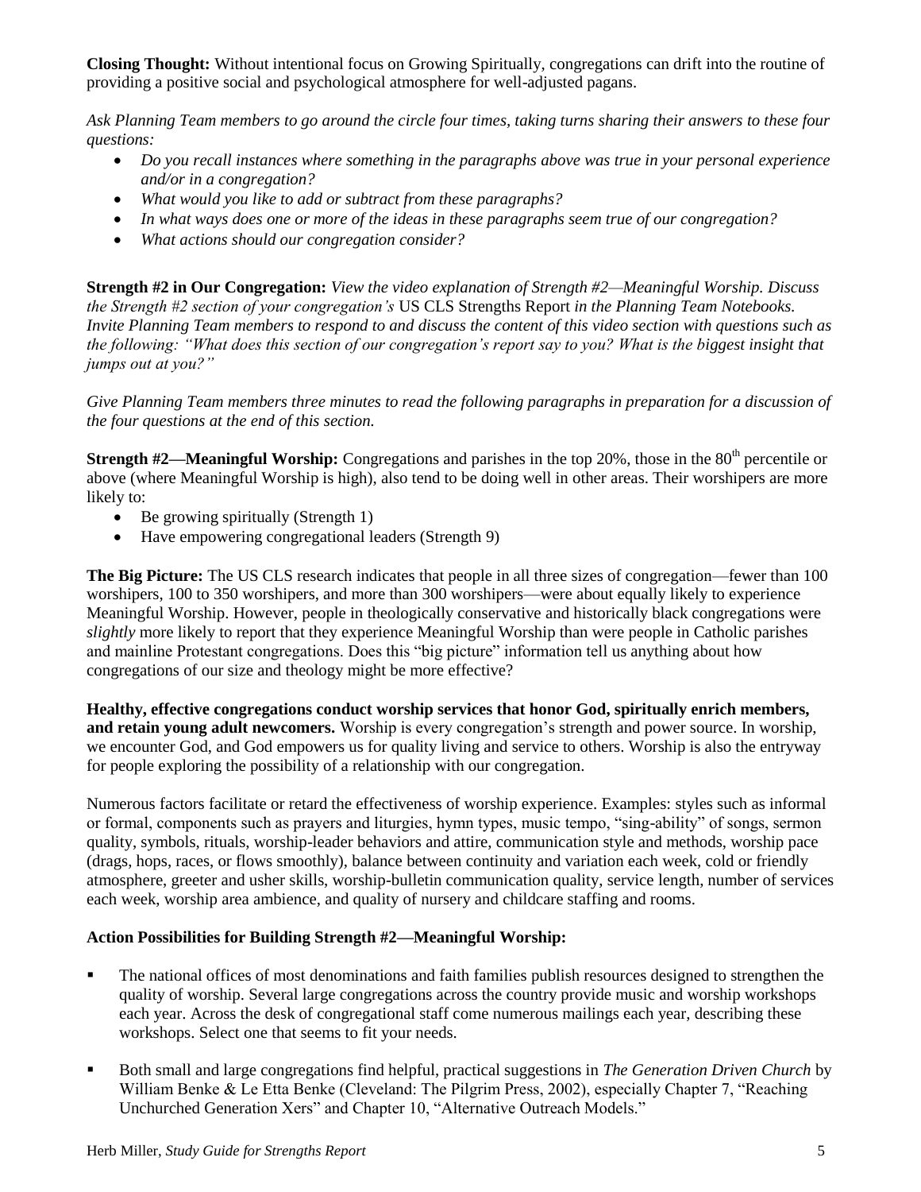**Closing Thought:** Without intentional focus on Growing Spiritually, congregations can drift into the routine of providing a positive social and psychological atmosphere for well-adjusted pagans.

*Ask Planning Team members to go around the circle four times, taking turns sharing their answers to these four questions:*

- *Do you recall instances where something in the paragraphs above was true in your personal experience and/or in a congregation?*
- *What would you like to add or subtract from these paragraphs?*
- *In what ways does one or more of the ideas in these paragraphs seem true of our congregation?*
- *What actions should our congregation consider?*

**Strength #2 in Our Congregation:** *View the video explanation of Strength #2—Meaningful Worship. Discuss the Strength #2 section of your congregation's* US CLS Strengths Report *in the Planning Team Notebooks. Invite Planning Team members to respond to and discuss the content of this video section with questions such as the following: "What does this section of our congregation's report say to you? What is the biggest insight that jumps out at you?"*

*Give Planning Team members three minutes to read the following paragraphs in preparation for a discussion of the four questions at the end of this section.*

**Strength #2—Meaningful Worship:** Congregations and parishes in the top 20%, those in the 80th percentile or above (where Meaningful Worship is high), also tend to be doing well in other areas. Their worshipers are more likely to:

- Be growing spiritually (Strength 1)
- Have empowering congregational leaders (Strength 9)

**The Big Picture:** The US CLS research indicates that people in all three sizes of congregation—fewer than 100 worshipers, 100 to 350 worshipers, and more than 300 worshipers—were about equally likely to experience Meaningful Worship. However, people in theologically conservative and historically black congregations were *slightly* more likely to report that they experience Meaningful Worship than were people in Catholic parishes and mainline Protestant congregations. Does this "big picture" information tell us anything about how congregations of our size and theology might be more effective?

**Healthy, effective congregations conduct worship services that honor God, spiritually enrich members, and retain young adult newcomers.** Worship is every congregation's strength and power source. In worship, we encounter God, and God empowers us for quality living and service to others. Worship is also the entryway for people exploring the possibility of a relationship with our congregation.

Numerous factors facilitate or retard the effectiveness of worship experience. Examples: styles such as informal or formal, components such as prayers and liturgies, hymn types, music tempo, "sing-ability" of songs, sermon quality, symbols, rituals, worship-leader behaviors and attire, communication style and methods, worship pace (drags, hops, races, or flows smoothly), balance between continuity and variation each week, cold or friendly atmosphere, greeter and usher skills, worship-bulletin communication quality, service length, number of services each week, worship area ambience, and quality of nursery and childcare staffing and rooms.

**Action Possibilities for Building Strength #2—Meaningful Worship:**

- The national offices of most denominations and faith families publish resources designed to strengthen the quality of worship. Several large congregations across the country provide music and worship workshops each year. Across the desk of congregational staff come numerous mailings each year, describing these workshops. Select one that seems to fit your needs.
- Both small and large congregations find helpful, practical suggestions in *The Generation Driven Church* by William Benke & Le Etta Benke (Cleveland: The Pilgrim Press, 2002), especially Chapter 7, "Reaching Unchurched Generation Xers" and Chapter 10, "Alternative Outreach Models."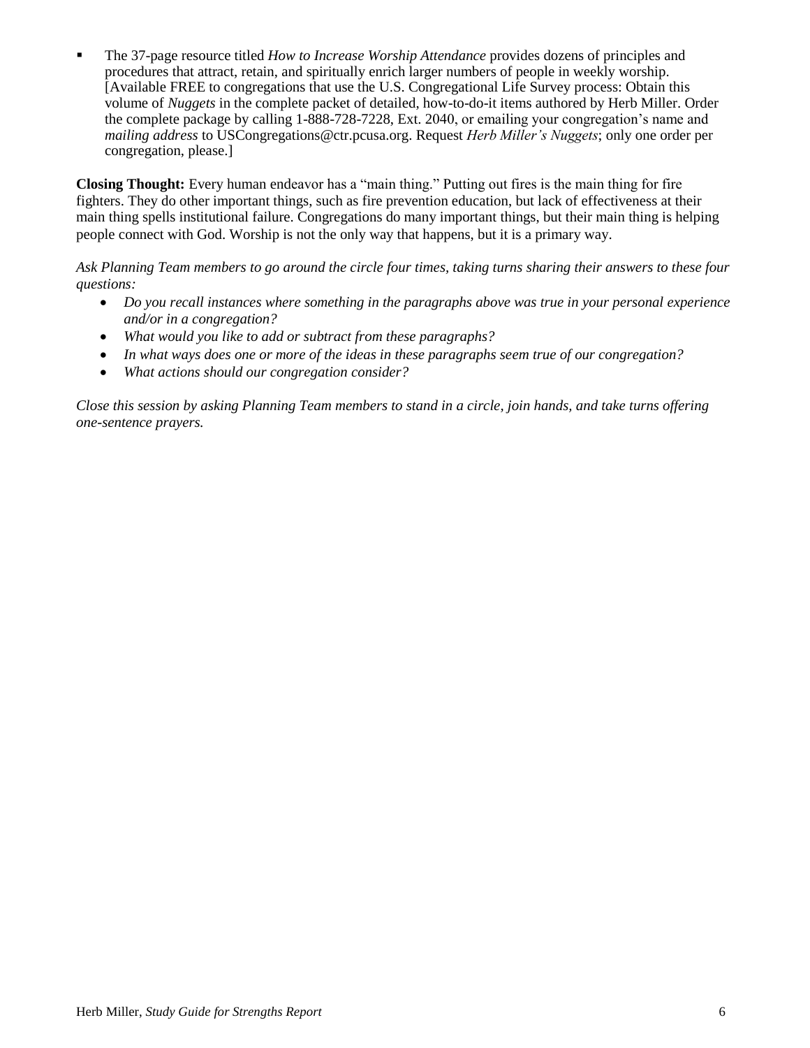- The 37-page resource titled *How to Increase Worship Attendance* provides dozens of principles and procedures that attract, retain, and spiritually enrich larger numbers of people in weekly worship. [Available FREE to congregations that use the U.S. Congregational Life Survey process: Obtain this volume of *Nuggets* in the complete packet of detailed, how-to-do-it items authored by Herb Miller. Order the complete package by calling 1-888-728-7228, Ext. 2040, or emailing your congregation's name and *mailing address* to USCongregations@ctr.pcusa.org. Request *Herb Miller's Nuggets*; only one order per congregation, please.]

**Closing Thought:** Every human endeavor has a "main thing." Putting out fires is the main thing for fire fighters. They do other important things, such as fire prevention education, but lack of effectiveness at their main thing spells institutional failure. Congregations do many important things, but their main thing is helping people connect with God. Worship is not the only way that happens, but it is a primary way.

*Ask Planning Team members to go around the circle four times, taking turns sharing their answers to these four questions:*

- *Do you recall instances where something in the paragraphs above was true in your personal experience and/or in a congregation?*
- *What would you like to add or subtract from these paragraphs?*
- *In what ways does one or more of the ideas in these paragraphs seem true of our congregation?*
- *What actions should our congregation consider?*

*Close this session by asking Planning Team members to stand in a circle, join hands, and take turns offering one-sentence prayers.*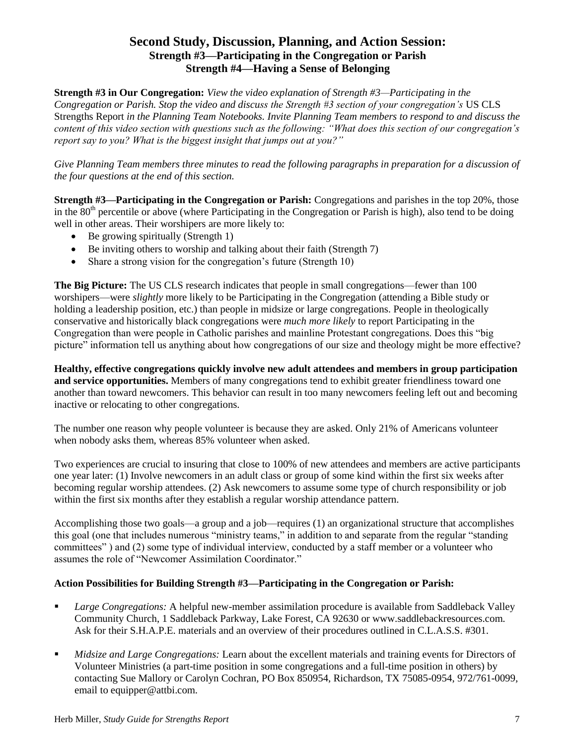## Second Study, Discussion, Planning, and Action Session:
### Strength #3—Participating in the Congregation or Parish
### Strength #4—Having a Sense of Belonging

**Strength #3 in Our Congregation:** *View the video explanation of Strength #3—Participating in the Congregation or Parish. Stop the video and discuss the Strength #3 section of your congregation's* US CLS Strengths Report *in the Planning Team Notebooks. Invite Planning Team members to respond to and discuss the content of this video section with questions such as the following: "What does this section of our congregation's report say to you? What is the biggest insight that jumps out at you?"*

*Give Planning Team members three minutes to read the following paragraphs in preparation for a discussion of the four questions at the end of this section.*

**Strength #3—Participating in the Congregation or Parish:** Congregations and parishes in the top 20%, those in the 80th percentile or above (where Participating in the Congregation or Parish is high), also tend to be doing well in other areas. Their worshipers are more likely to:

- Be growing spiritually (Strength 1)
- Be inviting others to worship and talking about their faith (Strength 7)
- Share a strong vision for the congregation's future (Strength 10)

**The Big Picture:** The US CLS research indicates that people in small congregations—fewer than 100 worshipers—were *slightly* more likely to be Participating in the Congregation (attending a Bible study or holding a leadership position, etc.) than people in midsize or large congregations. People in theologically conservative and historically black congregations were *much more likely* to report Participating in the Congregation than were people in Catholic parishes and mainline Protestant congregations. Does this "big picture" information tell us anything about how congregations of our size and theology might be more effective?

**Healthy, effective congregations quickly involve new adult attendees and members in group participation and service opportunities.** Members of many congregations tend to exhibit greater friendliness toward one another than toward newcomers. This behavior can result in too many newcomers feeling left out and becoming inactive or relocating to other congregations.

The number one reason why people volunteer is because they are asked. Only 21% of Americans volunteer when nobody asks them, whereas 85% volunteer when asked.

Two experiences are crucial to insuring that close to 100% of new attendees and members are active participants one year later: (1) Involve newcomers in an adult class or group of some kind within the first six weeks after becoming regular worship attendees. (2) Ask newcomers to assume some type of church responsibility or job within the first six months after they establish a regular worship attendance pattern.

Accomplishing those two goals—a group and a job—requires (1) an organizational structure that accomplishes this goal (one that includes numerous "ministry teams," in addition to and separate from the regular "standing committees" ) and (2) some type of individual interview, conducted by a staff member or a volunteer who assumes the role of "Newcomer Assimilation Coordinator."

**Action Possibilities for Building Strength #3—Participating in the Congregation or Parish:**

- *Large Congregations:* A helpful new-member assimilation procedure is available from Saddleback Valley Community Church, 1 Saddleback Parkway, Lake Forest, CA 92630 or www.saddlebackresources.com. Ask for their S.H.A.P.E. materials and an overview of their procedures outlined in C.L.A.S.S. #301.
- *Midsize and Large Congregations:* Learn about the excellent materials and training events for Directors of Volunteer Ministries (a part-time position in some congregations and a full-time position in others) by contacting Sue Mallory or Carolyn Cochran, PO Box 850954, Richardson, TX 75085-0954, 972/761-0099, email to equipper@attbi.com.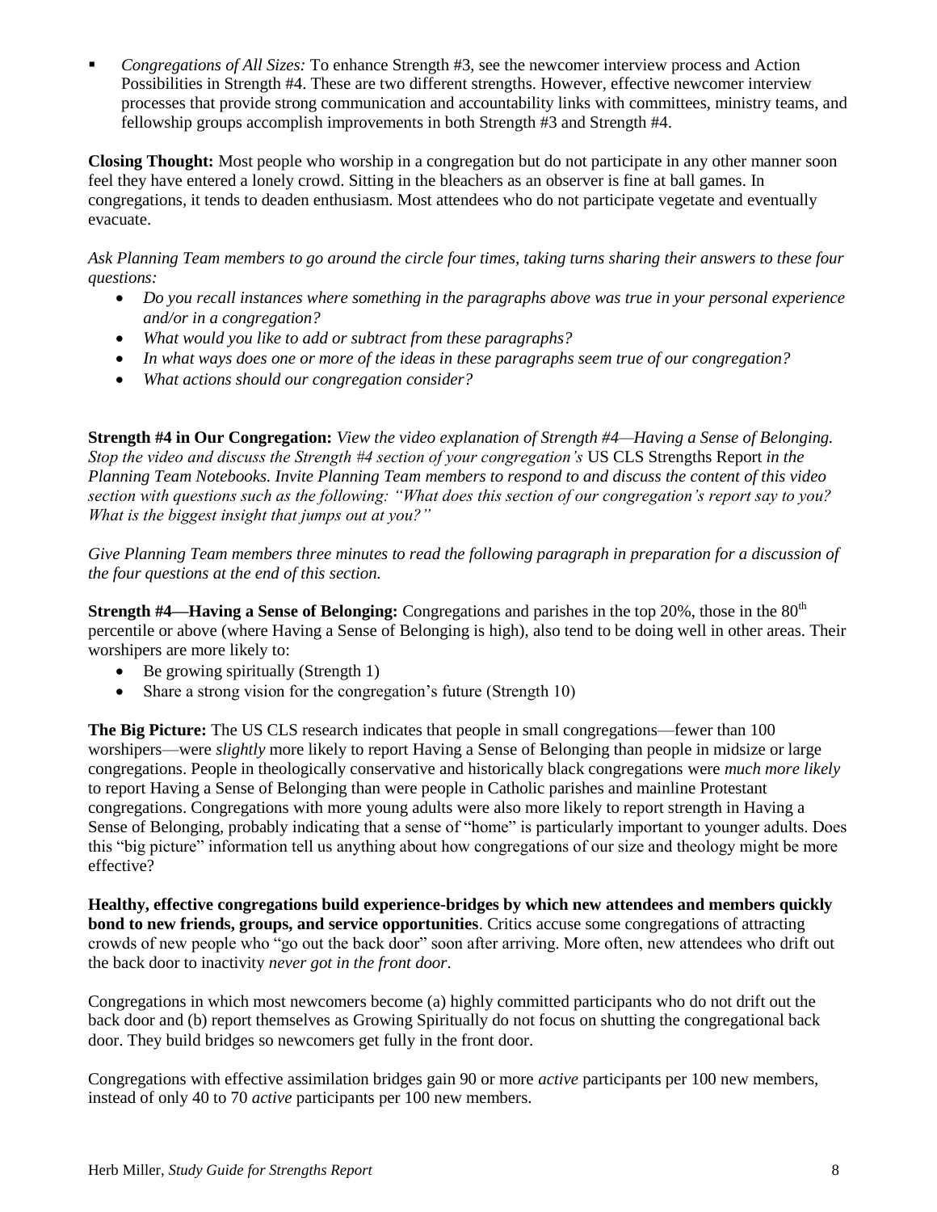- *Congregations of All Sizes:* To enhance Strength #3, see the newcomer interview process and Action Possibilities in Strength #4. These are two different strengths. However, effective newcomer interview processes that provide strong communication and accountability links with committees, ministry teams, and fellowship groups accomplish improvements in both Strength #3 and Strength #4.

**Closing Thought:** Most people who worship in a congregation but do not participate in any other manner soon feel they have entered a lonely crowd. Sitting in the bleachers as an observer is fine at ball games. In congregations, it tends to deaden enthusiasm. Most attendees who do not participate vegetate and eventually evacuate.

*Ask Planning Team members to go around the circle four times, taking turns sharing their answers to these four questions:*

- *Do you recall instances where something in the paragraphs above was true in your personal experience and/or in a congregation?*
- *What would you like to add or subtract from these paragraphs?*
- *In what ways does one or more of the ideas in these paragraphs seem true of our congregation?*
- *What actions should our congregation consider?*

**Strength #4 in Our Congregation:** *View the video explanation of Strength #4—Having a Sense of Belonging. Stop the video and discuss the Strength #4 section of your congregation's* US CLS Strengths Report *in the Planning Team Notebooks. Invite Planning Team members to respond to and discuss the content of this video section with questions such as the following: "What does this section of our congregation's report say to you? What is the biggest insight that jumps out at you?"*

*Give Planning Team members three minutes to read the following paragraph in preparation for a discussion of the four questions at the end of this section.*

**Strength #4—Having a Sense of Belonging:** Congregations and parishes in the top 20%, those in the 80th percentile or above (where Having a Sense of Belonging is high), also tend to be doing well in other areas. Their worshipers are more likely to:

- Be growing spiritually (Strength 1)
- Share a strong vision for the congregation's future (Strength 10)

**The Big Picture:** The US CLS research indicates that people in small congregations—fewer than 100 worshipers—were *slightly* more likely to report Having a Sense of Belonging than people in midsize or large congregations. People in theologically conservative and historically black congregations were *much more likely* to report Having a Sense of Belonging than were people in Catholic parishes and mainline Protestant congregations. Congregations with more young adults were also more likely to report strength in Having a Sense of Belonging, probably indicating that a sense of "home" is particularly important to younger adults. Does this "big picture" information tell us anything about how congregations of our size and theology might be more effective?

**Healthy, effective congregations build experience-bridges by which new attendees and members quickly bond to new friends, groups, and service opportunities**. Critics accuse some congregations of attracting crowds of new people who "go out the back door" soon after arriving. More often, new attendees who drift out the back door to inactivity *never got in the front door*.

Congregations in which most newcomers become (a) highly committed participants who do not drift out the back door and (b) report themselves as Growing Spiritually do not focus on shutting the congregational back door. They build bridges so newcomers get fully in the front door.

Congregations with effective assimilation bridges gain 90 or more *active* participants per 100 new members, instead of only 40 to 70 *active* participants per 100 new members.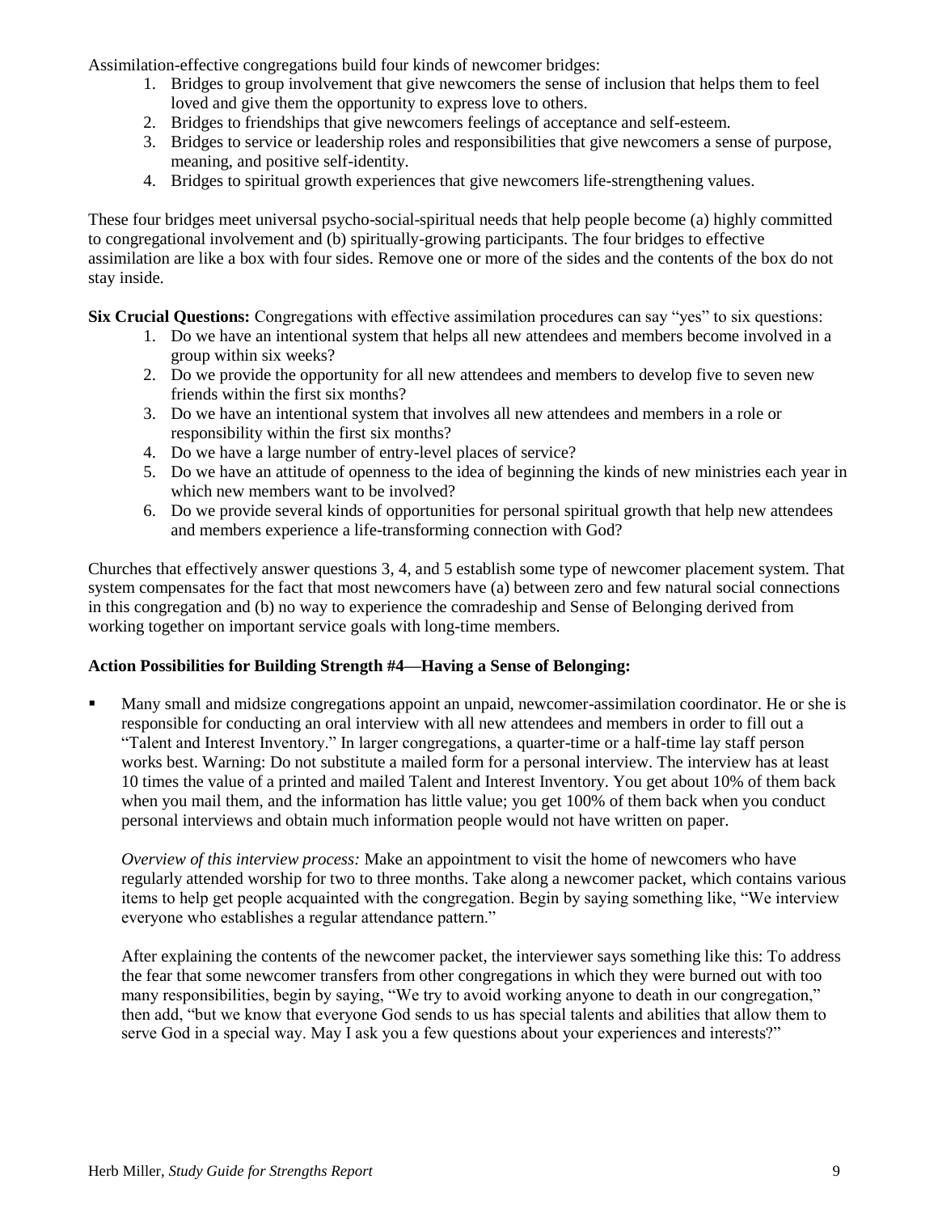Assimilation-effective congregations build four kinds of newcomer bridges:

1. Bridges to group involvement that give newcomers the sense of inclusion that helps them to feel loved and give them the opportunity to express love to others.
2. Bridges to friendships that give newcomers feelings of acceptance and self-esteem.
3. Bridges to service or leadership roles and responsibilities that give newcomers a sense of purpose, meaning, and positive self-identity.
4. Bridges to spiritual growth experiences that give newcomers life-strengthening values.

These four bridges meet universal psycho-social-spiritual needs that help people become (a) highly committed to congregational involvement and (b) spiritually-growing participants. The four bridges to effective assimilation are like a box with four sides. Remove one or more of the sides and the contents of the box do not stay inside.

**Six Crucial Questions:** Congregations with effective assimilation procedures can say "yes" to six questions:

1. Do we have an intentional system that helps all new attendees and members become involved in a group within six weeks?
2. Do we provide the opportunity for all new attendees and members to develop five to seven new friends within the first six months?
3. Do we have an intentional system that involves all new attendees and members in a role or responsibility within the first six months?
4. Do we have a large number of entry-level places of service?
5. Do we have an attitude of openness to the idea of beginning the kinds of new ministries each year in which new members want to be involved?
6. Do we provide several kinds of opportunities for personal spiritual growth that help new attendees and members experience a life-transforming connection with God?

Churches that effectively answer questions 3, 4, and 5 establish some type of newcomer placement system. That system compensates for the fact that most newcomers have (a) between zero and few natural social connections in this congregation and (b) no way to experience the comradeship and Sense of Belonging derived from working together on important service goals with long-time members.

**Action Possibilities for Building Strength #4—Having a Sense of Belonging:**

- Many small and midsize congregations appoint an unpaid, newcomer-assimilation coordinator. He or she is responsible for conducting an oral interview with all new attendees and members in order to fill out a "Talent and Interest Inventory." In larger congregations, a quarter-time or a half-time lay staff person works best. Warning: Do not substitute a mailed form for a personal interview. The interview has at least 10 times the value of a printed and mailed Talent and Interest Inventory. You get about 10% of them back when you mail them, and the information has little value; you get 100% of them back when you conduct personal interviews and obtain much information people would not have written on paper.

  *Overview of this interview process:* Make an appointment to visit the home of newcomers who have regularly attended worship for two to three months. Take along a newcomer packet, which contains various items to help get people acquainted with the congregation. Begin by saying something like, "We interview everyone who establishes a regular attendance pattern."

  After explaining the contents of the newcomer packet, the interviewer says something like this: To address the fear that some newcomer transfers from other congregations in which they were burned out with too many responsibilities, begin by saying, "We try to avoid working anyone to death in our congregation," then add, "but we know that everyone God sends to us has special talents and abilities that allow them to serve God in a special way. May I ask you a few questions about your experiences and interests?"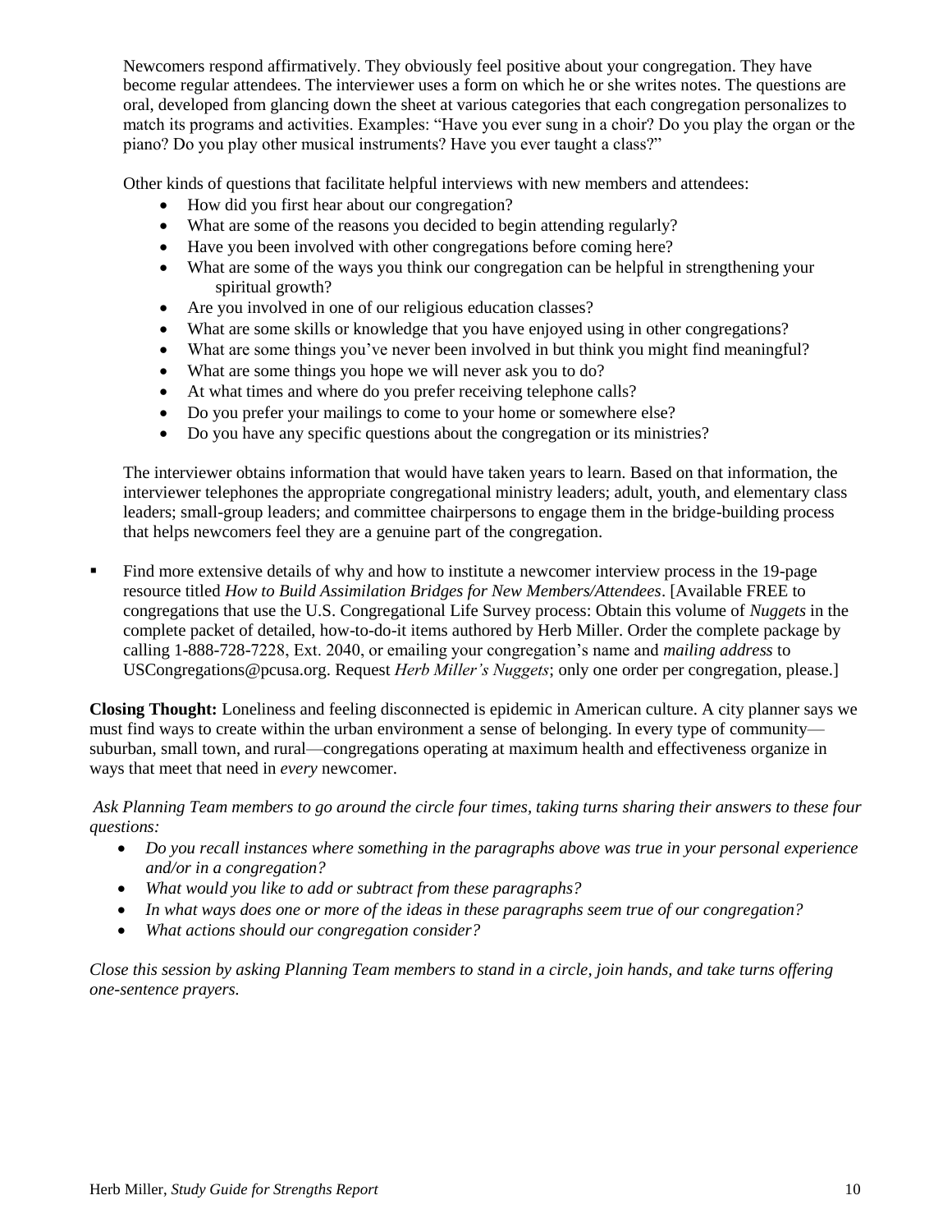Newcomers respond affirmatively. They obviously feel positive about your congregation. They have become regular attendees. The interviewer uses a form on which he or she writes notes. The questions are oral, developed from glancing down the sheet at various categories that each congregation personalizes to match its programs and activities. Examples: "Have you ever sung in a choir? Do you play the organ or the piano? Do you play other musical instruments? Have you ever taught a class?"

Other kinds of questions that facilitate helpful interviews with new members and attendees:

- How did you first hear about our congregation?
- What are some of the reasons you decided to begin attending regularly?
- Have you been involved with other congregations before coming here?
- What are some of the ways you think our congregation can be helpful in strengthening your spiritual growth?
- Are you involved in one of our religious education classes?
- What are some skills or knowledge that you have enjoyed using in other congregations?
- What are some things you've never been involved in but think you might find meaningful?
- What are some things you hope we will never ask you to do?
- At what times and where do you prefer receiving telephone calls?
- Do you prefer your mailings to come to your home or somewhere else?
- Do you have any specific questions about the congregation or its ministries?

The interviewer obtains information that would have taken years to learn. Based on that information, the interviewer telephones the appropriate congregational ministry leaders; adult, youth, and elementary class leaders; small-group leaders; and committee chairpersons to engage them in the bridge-building process that helps newcomers feel they are a genuine part of the congregation.

- Find more extensive details of why and how to institute a newcomer interview process in the 19-page resource titled *How to Build Assimilation Bridges for New Members/Attendees*. [Available FREE to congregations that use the U.S. Congregational Life Survey process: Obtain this volume of *Nuggets* in the complete packet of detailed, how-to-do-it items authored by Herb Miller. Order the complete package by calling 1-888-728-7228, Ext. 2040, or emailing your congregation's name and *mailing address* to USCongregations@pcusa.org. Request *Herb Miller's Nuggets*; only one order per congregation, please.]

**Closing Thought:** Loneliness and feeling disconnected is epidemic in American culture. A city planner says we must find ways to create within the urban environment a sense of belonging. In every type of community—suburban, small town, and rural—congregations operating at maximum health and effectiveness organize in ways that meet that need in *every* newcomer.

*Ask Planning Team members to go around the circle four times, taking turns sharing their answers to these four questions:*

- *Do you recall instances where something in the paragraphs above was true in your personal experience and/or in a congregation?*
- *What would you like to add or subtract from these paragraphs?*
- *In what ways does one or more of the ideas in these paragraphs seem true of our congregation?*
- *What actions should our congregation consider?*

*Close this session by asking Planning Team members to stand in a circle, join hands, and take turns offering one-sentence prayers.*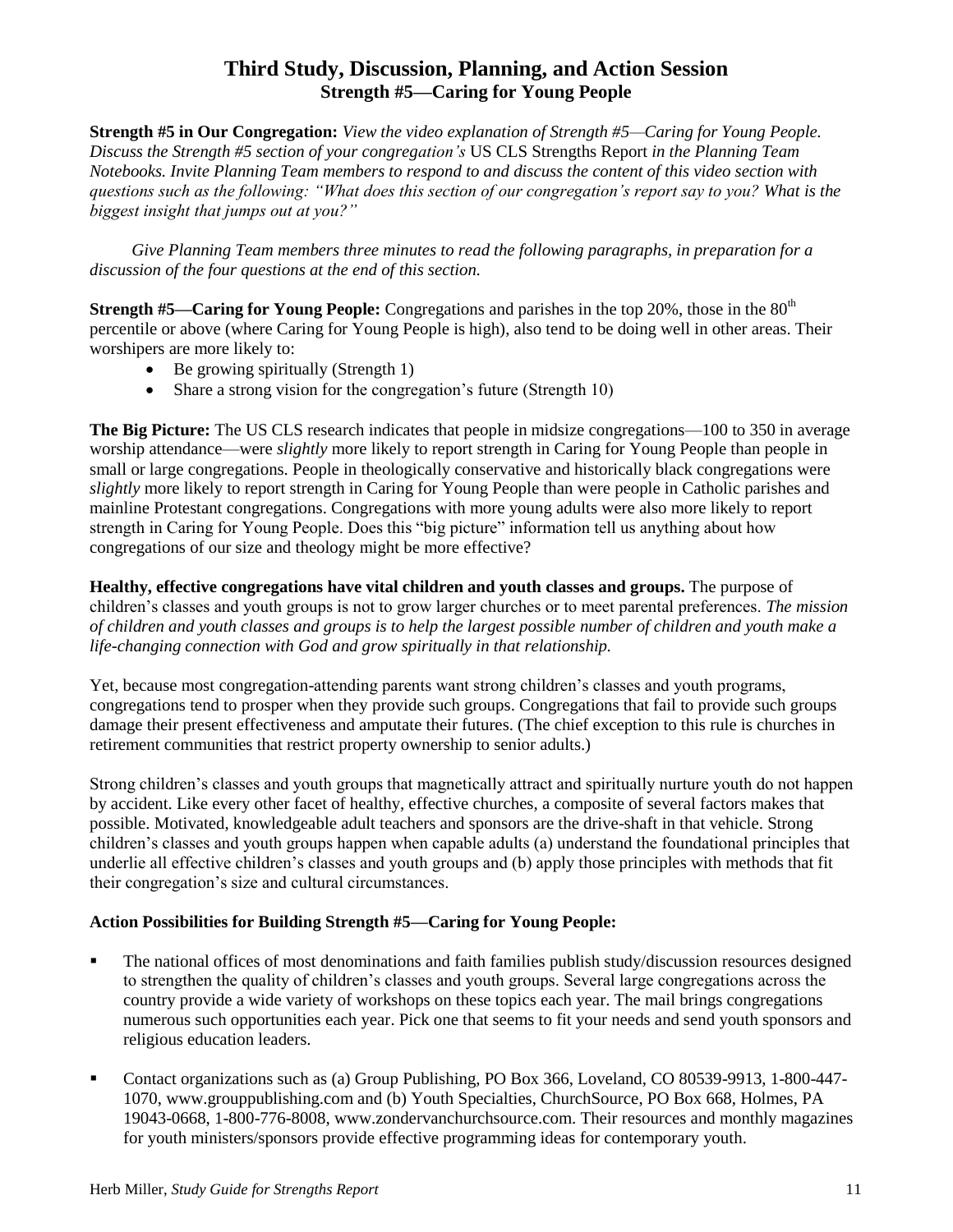# Third Study, Discussion, Planning, and Action Session
## Strength #5—Caring for Young People

**Strength #5 in Our Congregation:** *View the video explanation of Strength #5—Caring for Young People. Discuss the Strength #5 section of your congregation's* US CLS Strengths Report *in the Planning Team Notebooks. Invite Planning Team members to respond to and discuss the content of this video section with questions such as the following: "What does this section of our congregation's report say to you? What is the biggest insight that jumps out at you?"*

*Give Planning Team members three minutes to read the following paragraphs, in preparation for a discussion of the four questions at the end of this section.*

**Strength #5—Caring for Young People:** Congregations and parishes in the top 20%, those in the 80th percentile or above (where Caring for Young People is high), also tend to be doing well in other areas. Their worshipers are more likely to:

- Be growing spiritually (Strength 1)
- Share a strong vision for the congregation's future (Strength 10)

**The Big Picture:** The US CLS research indicates that people in midsize congregations—100 to 350 in average worship attendance—were *slightly* more likely to report strength in Caring for Young People than people in small or large congregations. People in theologically conservative and historically black congregations were *slightly* more likely to report strength in Caring for Young People than were people in Catholic parishes and mainline Protestant congregations. Congregations with more young adults were also more likely to report strength in Caring for Young People. Does this "big picture" information tell us anything about how congregations of our size and theology might be more effective?

**Healthy, effective congregations have vital children and youth classes and groups.** The purpose of children's classes and youth groups is not to grow larger churches or to meet parental preferences. *The mission of children and youth classes and groups is to help the largest possible number of children and youth make a life-changing connection with God and grow spiritually in that relationship.*

Yet, because most congregation-attending parents want strong children's classes and youth programs, congregations tend to prosper when they provide such groups. Congregations that fail to provide such groups damage their present effectiveness and amputate their futures. (The chief exception to this rule is churches in retirement communities that restrict property ownership to senior adults.)

Strong children's classes and youth groups that magnetically attract and spiritually nurture youth do not happen by accident. Like every other facet of healthy, effective churches, a composite of several factors makes that possible. Motivated, knowledgeable adult teachers and sponsors are the drive-shaft in that vehicle. Strong children's classes and youth groups happen when capable adults (a) understand the foundational principles that underlie all effective children's classes and youth groups and (b) apply those principles with methods that fit their congregation's size and cultural circumstances.

**Action Possibilities for Building Strength #5—Caring for Young People:**

- The national offices of most denominations and faith families publish study/discussion resources designed to strengthen the quality of children's classes and youth groups. Several large congregations across the country provide a wide variety of workshops on these topics each year. The mail brings congregations numerous such opportunities each year. Pick one that seems to fit your needs and send youth sponsors and religious education leaders.
- Contact organizations such as (a) Group Publishing, PO Box 366, Loveland, CO 80539-9913, 1-800-447-1070, www.grouppublishing.com and (b) Youth Specialties, ChurchSource, PO Box 668, Holmes, PA 19043-0668, 1-800-776-8008, www.zondervanchurchsource.com. Their resources and monthly magazines for youth ministers/sponsors provide effective programming ideas for contemporary youth.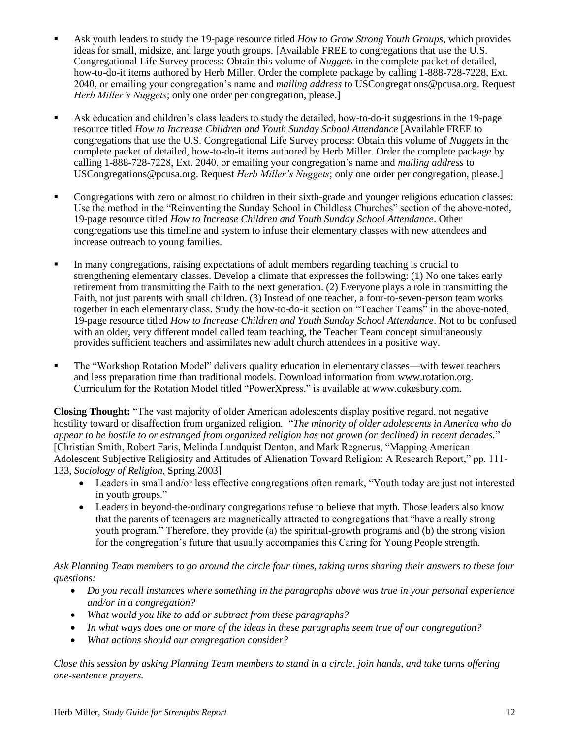- Ask youth leaders to study the 19-page resource titled *How to Grow Strong Youth Groups*, which provides ideas for small, midsize, and large youth groups. [Available FREE to congregations that use the U.S. Congregational Life Survey process: Obtain this volume of *Nuggets* in the complete packet of detailed, how-to-do-it items authored by Herb Miller. Order the complete package by calling 1-888-728-7228, Ext. 2040, or emailing your congregation's name and *mailing address* to USCongregations@pcusa.org. Request *Herb Miller's Nuggets*; only one order per congregation, please.]

- Ask education and children's class leaders to study the detailed, how-to-do-it suggestions in the 19-page resource titled *How to Increase Children and Youth Sunday School Attendance* [Available FREE to congregations that use the U.S. Congregational Life Survey process: Obtain this volume of *Nuggets* in the complete packet of detailed, how-to-do-it items authored by Herb Miller. Order the complete package by calling 1-888-728-7228, Ext. 2040, or emailing your congregation's name and *mailing address* to USCongregations@pcusa.org. Request *Herb Miller's Nuggets*; only one order per congregation, please.]

- Congregations with zero or almost no children in their sixth-grade and younger religious education classes: Use the method in the "Reinventing the Sunday School in Childless Churches" section of the above-noted, 19-page resource titled *How to Increase Children and Youth Sunday School Attendance*. Other congregations use this timeline and system to infuse their elementary classes with new attendees and increase outreach to young families.

- In many congregations, raising expectations of adult members regarding teaching is crucial to strengthening elementary classes. Develop a climate that expresses the following: (1) No one takes early retirement from transmitting the Faith to the next generation. (2) Everyone plays a role in transmitting the Faith, not just parents with small children. (3) Instead of one teacher, a four-to-seven-person team works together in each elementary class. Study the how-to-do-it section on "Teacher Teams" in the above-noted, 19-page resource titled *How to Increase Children and Youth Sunday School Attendance*. Not to be confused with an older, very different model called team teaching, the Teacher Team concept simultaneously provides sufficient teachers and assimilates new adult church attendees in a positive way.

- The "Workshop Rotation Model" delivers quality education in elementary classes—with fewer teachers and less preparation time than traditional models. Download information from www.rotation.org. Curriculum for the Rotation Model titled "PowerXpress," is available at www.cokesbury.com.

**Closing Thought:** "The vast majority of older American adolescents display positive regard, not negative hostility toward or disaffection from organized religion. "*The minority of older adolescents in America who do appear to be hostile to or estranged from organized religion has not grown (or declined) in recent decades.*" [Christian Smith, Robert Faris, Melinda Lundquist Denton, and Mark Regnerus, "Mapping American Adolescent Subjective Religiosity and Attitudes of Alienation Toward Religion: A Research Report," pp. 111-133, *Sociology of Religion*, Spring 2003]

- Leaders in small and/or less effective congregations often remark, "Youth today are just not interested in youth groups."
- Leaders in beyond-the-ordinary congregations refuse to believe that myth. Those leaders also know that the parents of teenagers are magnetically attracted to congregations that "have a really strong youth program." Therefore, they provide (a) the spiritual-growth programs and (b) the strong vision for the congregation's future that usually accompanies this Caring for Young People strength.

*Ask Planning Team members to go around the circle four times, taking turns sharing their answers to these four questions:*

- *Do you recall instances where something in the paragraphs above was true in your personal experience and/or in a congregation?*
- *What would you like to add or subtract from these paragraphs?*
- *In what ways does one or more of the ideas in these paragraphs seem true of our congregation?*
- *What actions should our congregation consider?*

*Close this session by asking Planning Team members to stand in a circle, join hands, and take turns offering one-sentence prayers.*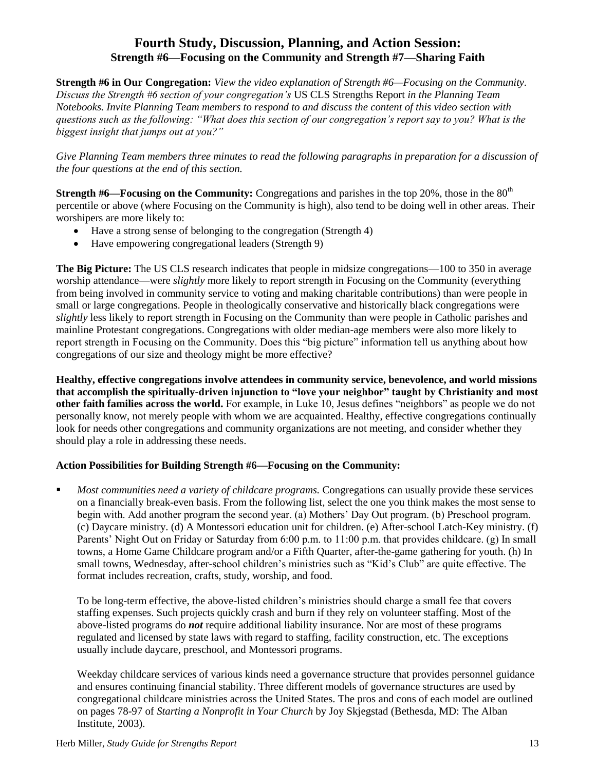## Fourth Study, Discussion, Planning, and Action Session:
### Strength #6—Focusing on the Community and Strength #7—Sharing Faith

**Strength #6 in Our Congregation:** *View the video explanation of Strength #6—Focusing on the Community. Discuss the Strength #6 section of your congregation's* US CLS Strengths Report *in the Planning Team Notebooks. Invite Planning Team members to respond to and discuss the content of this video section with questions such as the following: "What does this section of our congregation's report say to you? What is the biggest insight that jumps out at you?"*

*Give Planning Team members three minutes to read the following paragraphs in preparation for a discussion of the four questions at the end of this section.*

**Strength #6—Focusing on the Community:** Congregations and parishes in the top 20%, those in the 80th percentile or above (where Focusing on the Community is high), also tend to be doing well in other areas. Their worshipers are more likely to:

- Have a strong sense of belonging to the congregation (Strength 4)
- Have empowering congregational leaders (Strength 9)

**The Big Picture:** The US CLS research indicates that people in midsize congregations—100 to 350 in average worship attendance—were *slightly* more likely to report strength in Focusing on the Community (everything from being involved in community service to voting and making charitable contributions) than were people in small or large congregations. People in theologically conservative and historically black congregations were *slightly* less likely to report strength in Focusing on the Community than were people in Catholic parishes and mainline Protestant congregations. Congregations with older median-age members were also more likely to report strength in Focusing on the Community. Does this "big picture" information tell us anything about how congregations of our size and theology might be more effective?

**Healthy, effective congregations involve attendees in community service, benevolence, and world missions that accomplish the spiritually-driven injunction to "love your neighbor" taught by Christianity and most other faith families across the world.** For example, in Luke 10, Jesus defines "neighbors" as people we do not personally know, not merely people with whom we are acquainted. Healthy, effective congregations continually look for needs other congregations and community organizations are not meeting, and consider whether they should play a role in addressing these needs.

**Action Possibilities for Building Strength #6—Focusing on the Community:**

- *Most communities need a variety of childcare programs.* Congregations can usually provide these services on a financially break-even basis. From the following list, select the one you think makes the most sense to begin with. Add another program the second year. (a) Mothers' Day Out program. (b) Preschool program. (c) Daycare ministry. (d) A Montessori education unit for children. (e) After-school Latch-Key ministry. (f) Parents' Night Out on Friday or Saturday from 6:00 p.m. to 11:00 p.m. that provides childcare. (g) In small towns, a Home Game Childcare program and/or a Fifth Quarter, after-the-game gathering for youth. (h) In small towns, Wednesday, after-school children's ministries such as "Kid's Club" are quite effective. The format includes recreation, crafts, study, worship, and food.

  To be long-term effective, the above-listed children's ministries should charge a small fee that covers staffing expenses. Such projects quickly crash and burn if they rely on volunteer staffing. Most of the above-listed programs do ***not*** require additional liability insurance. Nor are most of these programs regulated and licensed by state laws with regard to staffing, facility construction, etc. The exceptions usually include daycare, preschool, and Montessori programs.

  Weekday childcare services of various kinds need a governance structure that provides personnel guidance and ensures continuing financial stability. Three different models of governance structures are used by congregational childcare ministries across the United States. The pros and cons of each model are outlined on pages 78-97 of *Starting a Nonprofit in Your Church* by Joy Skjegstad (Bethesda, MD: The Alban Institute, 2003).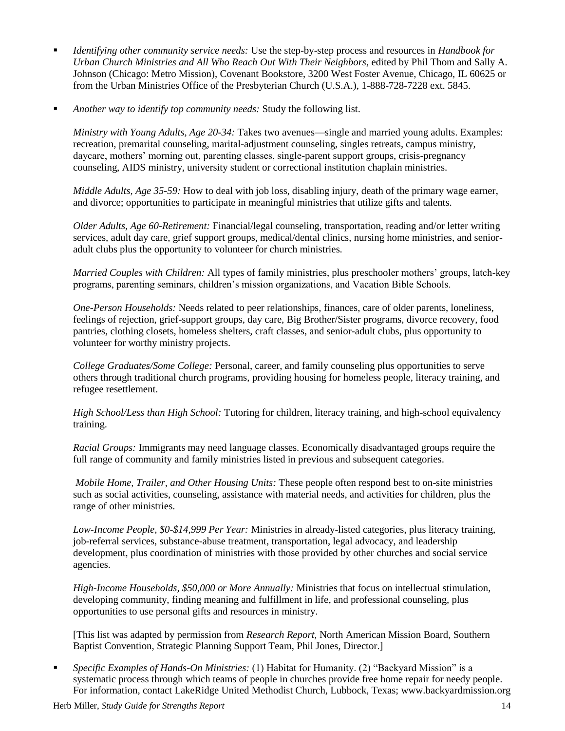- *Identifying other community service needs:* Use the step-by-step process and resources in *Handbook for Urban Church Ministries and All Who Reach Out With Their Neighbors*, edited by Phil Thom and Sally A. Johnson (Chicago: Metro Mission), Covenant Bookstore, 3200 West Foster Avenue, Chicago, IL 60625 or from the Urban Ministries Office of the Presbyterian Church (U.S.A.), 1-888-728-7228 ext. 5845.

- *Another way to identify top community needs:* Study the following list.

  *Ministry with Young Adults, Age 20-34:* Takes two avenues—single and married young adults. Examples: recreation, premarital counseling, marital-adjustment counseling, singles retreats, campus ministry, daycare, mothers' morning out, parenting classes, single-parent support groups, crisis-pregnancy counseling, AIDS ministry, university student or correctional institution chaplain ministries.

  *Middle Adults, Age 35-59:* How to deal with job loss, disabling injury, death of the primary wage earner, and divorce; opportunities to participate in meaningful ministries that utilize gifts and talents.

  *Older Adults, Age 60-Retirement:* Financial/legal counseling, transportation, reading and/or letter writing services, adult day care, grief support groups, medical/dental clinics, nursing home ministries, and senior-adult clubs plus the opportunity to volunteer for church ministries.

  *Married Couples with Children:* All types of family ministries, plus preschooler mothers' groups, latch-key programs, parenting seminars, children's mission organizations, and Vacation Bible Schools.

  *One-Person Households:* Needs related to peer relationships, finances, care of older parents, loneliness, feelings of rejection, grief-support groups, day care, Big Brother/Sister programs, divorce recovery, food pantries, clothing closets, homeless shelters, craft classes, and senior-adult clubs, plus opportunity to volunteer for worthy ministry projects.

  *College Graduates/Some College:* Personal, career, and family counseling plus opportunities to serve others through traditional church programs, providing housing for homeless people, literacy training, and refugee resettlement.

  *High School/Less than High School:* Tutoring for children, literacy training, and high-school equivalency training.

  *Racial Groups:* Immigrants may need language classes. Economically disadvantaged groups require the full range of community and family ministries listed in previous and subsequent categories.

  *Mobile Home, Trailer, and Other Housing Units:* These people often respond best to on-site ministries such as social activities, counseling, assistance with material needs, and activities for children, plus the range of other ministries.

  *Low-Income People, $0-$14,999 Per Year:* Ministries in already-listed categories, plus literacy training, job-referral services, substance-abuse treatment, transportation, legal advocacy, and leadership development, plus coordination of ministries with those provided by other churches and social service agencies.

  *High-Income Households, $50,000 or More Annually:* Ministries that focus on intellectual stimulation, developing community, finding meaning and fulfillment in life, and professional counseling, plus opportunities to use personal gifts and resources in ministry.

  [This list was adapted by permission from *Research Report,* North American Mission Board, Southern Baptist Convention, Strategic Planning Support Team, Phil Jones, Director.]

- *Specific Examples of Hands-On Ministries:* (1) Habitat for Humanity. (2) "Backyard Mission" is a systematic process through which teams of people in churches provide free home repair for needy people. For information, contact LakeRidge United Methodist Church, Lubbock, Texas; www.backyardmission.org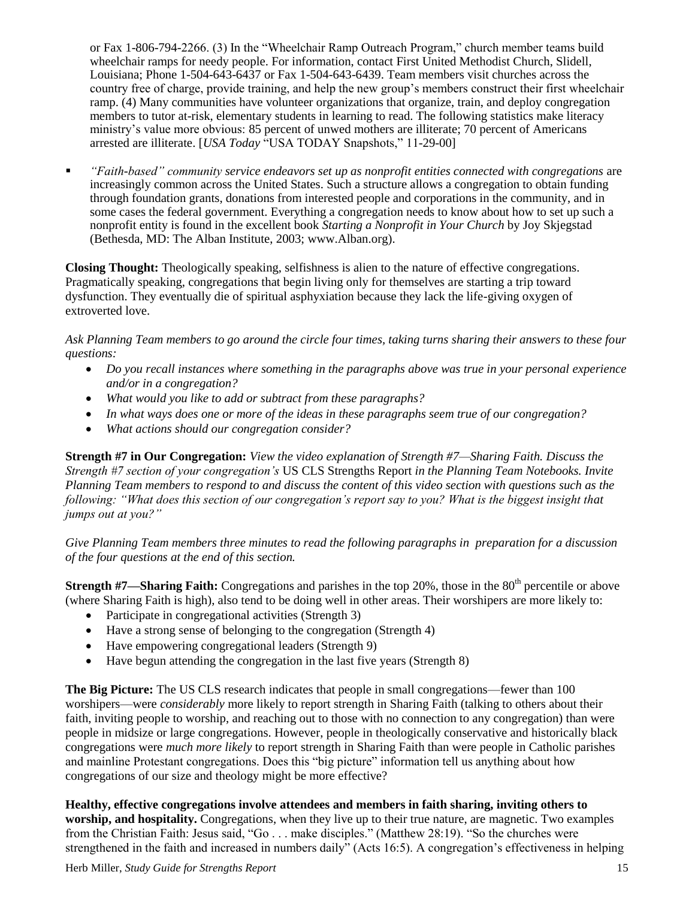or Fax 1-806-794-2266. (3) In the "Wheelchair Ramp Outreach Program," church member teams build wheelchair ramps for needy people. For information, contact First United Methodist Church, Slidell, Louisiana; Phone 1-504-643-6437 or Fax 1-504-643-6439. Team members visit churches across the country free of charge, provide training, and help the new group's members construct their first wheelchair ramp. (4) Many communities have volunteer organizations that organize, train, and deploy congregation members to tutor at-risk, elementary students in learning to read. The following statistics make literacy ministry's value more obvious: 85 percent of unwed mothers are illiterate; 70 percent of Americans arrested are illiterate. [*USA Today* "USA TODAY Snapshots," 11-29-00]

- *"Faith-based" community service endeavors set up as nonprofit entities connected with congregations* are increasingly common across the United States. Such a structure allows a congregation to obtain funding through foundation grants, donations from interested people and corporations in the community, and in some cases the federal government. Everything a congregation needs to know about how to set up such a nonprofit entity is found in the excellent book *Starting a Nonprofit in Your Church* by Joy Skjegstad (Bethesda, MD: The Alban Institute, 2003; www.Alban.org).

**Closing Thought:** Theologically speaking, selfishness is alien to the nature of effective congregations. Pragmatically speaking, congregations that begin living only for themselves are starting a trip toward dysfunction. They eventually die of spiritual asphyxiation because they lack the life-giving oxygen of extroverted love.

*Ask Planning Team members to go around the circle four times, taking turns sharing their answers to these four questions:*

- *Do you recall instances where something in the paragraphs above was true in your personal experience and/or in a congregation?*
- *What would you like to add or subtract from these paragraphs?*
- *In what ways does one or more of the ideas in these paragraphs seem true of our congregation?*
- *What actions should our congregation consider?*

**Strength #7 in Our Congregation:** *View the video explanation of Strength #7—Sharing Faith. Discuss the Strength #7 section of your congregation's* US CLS Strengths Report *in the Planning Team Notebooks. Invite Planning Team members to respond to and discuss the content of this video section with questions such as the following: "What does this section of our congregation's report say to you? What is the biggest insight that jumps out at you?"*

*Give Planning Team members three minutes to read the following paragraphs in preparation for a discussion of the four questions at the end of this section.*

**Strength #7—Sharing Faith:** Congregations and parishes in the top 20%, those in the 80th percentile or above (where Sharing Faith is high), also tend to be doing well in other areas. Their worshipers are more likely to:

- Participate in congregational activities (Strength 3)
- Have a strong sense of belonging to the congregation (Strength 4)
- Have empowering congregational leaders (Strength 9)
- Have begun attending the congregation in the last five years (Strength 8)

**The Big Picture:** The US CLS research indicates that people in small congregations—fewer than 100 worshipers—were *considerably* more likely to report strength in Sharing Faith (talking to others about their faith, inviting people to worship, and reaching out to those with no connection to any congregation) than were people in midsize or large congregations. However, people in theologically conservative and historically black congregations were *much more likely* to report strength in Sharing Faith than were people in Catholic parishes and mainline Protestant congregations. Does this "big picture" information tell us anything about how congregations of our size and theology might be more effective?

**Healthy, effective congregations involve attendees and members in faith sharing, inviting others to worship, and hospitality.** Congregations, when they live up to their true nature, are magnetic. Two examples from the Christian Faith: Jesus said, "Go . . . make disciples." (Matthew 28:19). "So the churches were strengthened in the faith and increased in numbers daily" (Acts 16:5). A congregation's effectiveness in helping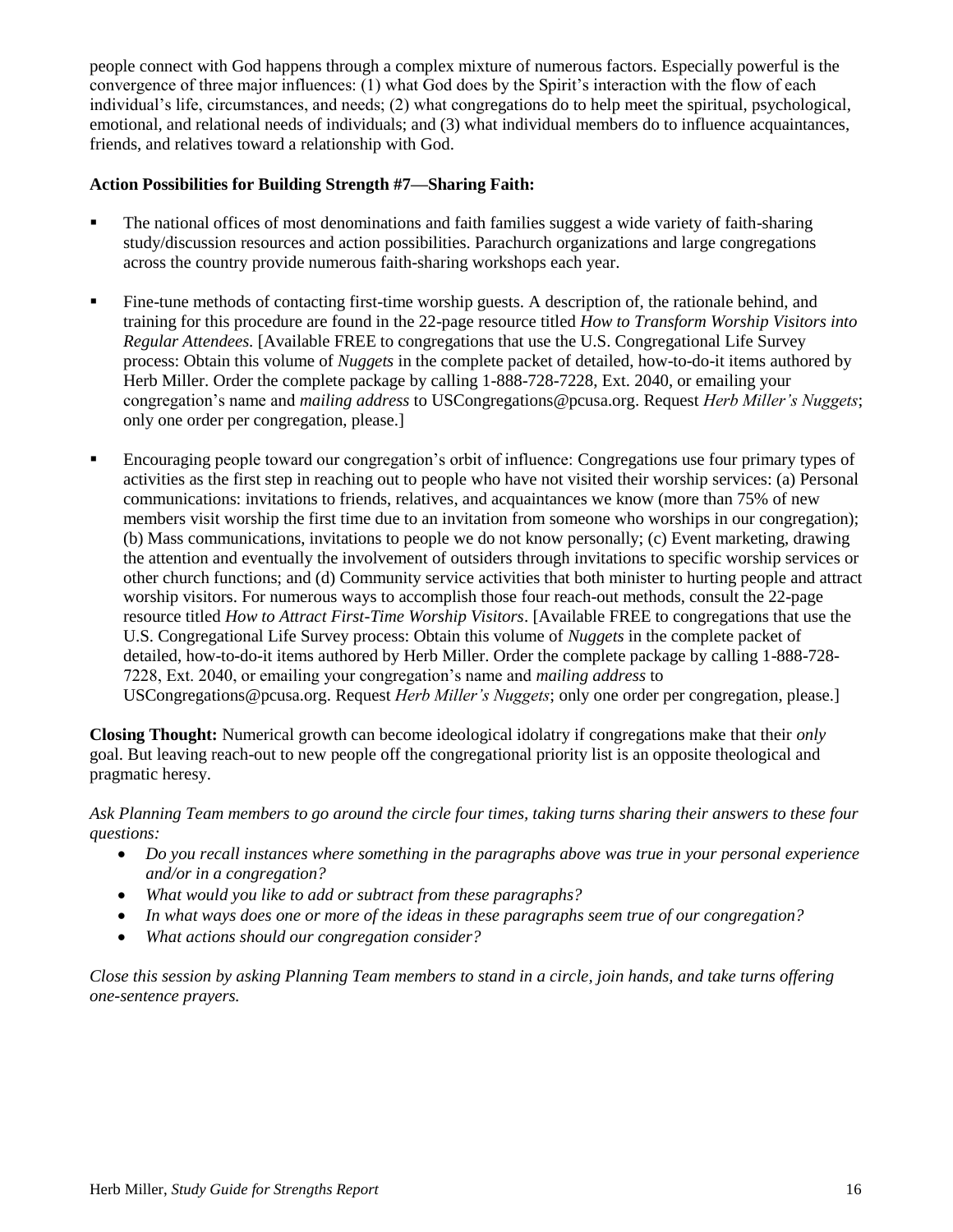people connect with God happens through a complex mixture of numerous factors. Especially powerful is the convergence of three major influences: (1) what God does by the Spirit's interaction with the flow of each individual's life, circumstances, and needs; (2) what congregations do to help meet the spiritual, psychological, emotional, and relational needs of individuals; and (3) what individual members do to influence acquaintances, friends, and relatives toward a relationship with God.

**Action Possibilities for Building Strength #7—Sharing Faith:**

- The national offices of most denominations and faith families suggest a wide variety of faith-sharing study/discussion resources and action possibilities. Parachurch organizations and large congregations across the country provide numerous faith-sharing workshops each year.
- Fine-tune methods of contacting first-time worship guests. A description of, the rationale behind, and training for this procedure are found in the 22-page resource titled *How to Transform Worship Visitors into Regular Attendees.* [Available FREE to congregations that use the U.S. Congregational Life Survey process: Obtain this volume of *Nuggets* in the complete packet of detailed, how-to-do-it items authored by Herb Miller. Order the complete package by calling 1-888-728-7228, Ext. 2040, or emailing your congregation's name and *mailing address* to USCongregations@pcusa.org. Request *Herb Miller's Nuggets*; only one order per congregation, please.]
- Encouraging people toward our congregation's orbit of influence: Congregations use four primary types of activities as the first step in reaching out to people who have not visited their worship services: (a) Personal communications: invitations to friends, relatives, and acquaintances we know (more than 75% of new members visit worship the first time due to an invitation from someone who worships in our congregation); (b) Mass communications, invitations to people we do not know personally; (c) Event marketing, drawing the attention and eventually the involvement of outsiders through invitations to specific worship services or other church functions; and (d) Community service activities that both minister to hurting people and attract worship visitors. For numerous ways to accomplish those four reach-out methods, consult the 22-page resource titled *How to Attract First-Time Worship Visitors*. [Available FREE to congregations that use the U.S. Congregational Life Survey process: Obtain this volume of *Nuggets* in the complete packet of detailed, how-to-do-it items authored by Herb Miller. Order the complete package by calling 1-888-728-7228, Ext. 2040, or emailing your congregation's name and *mailing address* to USCongregations@pcusa.org. Request *Herb Miller's Nuggets*; only one order per congregation, please.]

**Closing Thought:** Numerical growth can become ideological idolatry if congregations make that their *only* goal. But leaving reach-out to new people off the congregational priority list is an opposite theological and pragmatic heresy.

*Ask Planning Team members to go around the circle four times, taking turns sharing their answers to these four questions:*

- *Do you recall instances where something in the paragraphs above was true in your personal experience and/or in a congregation?*
- *What would you like to add or subtract from these paragraphs?*
- *In what ways does one or more of the ideas in these paragraphs seem true of our congregation?*
- *What actions should our congregation consider?*

*Close this session by asking Planning Team members to stand in a circle, join hands, and take turns offering one-sentence prayers.*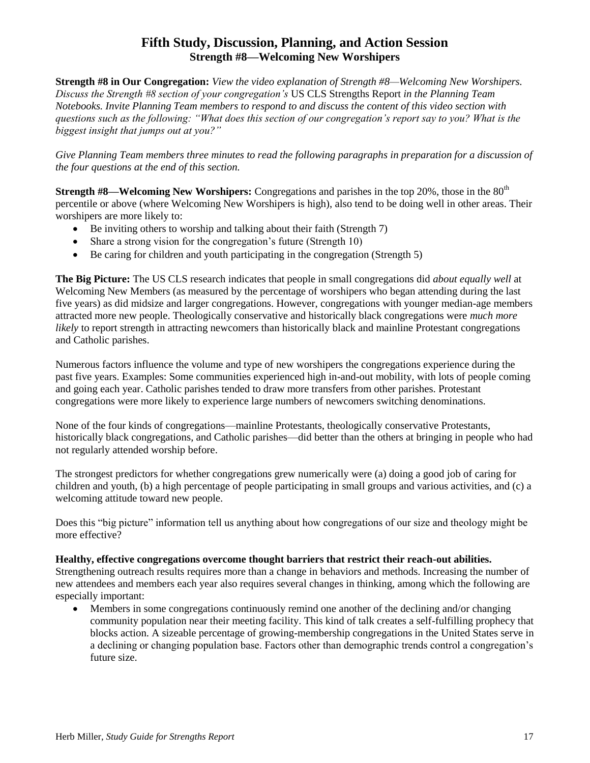## Fifth Study, Discussion, Planning, and Action Session
### Strength #8—Welcoming New Worshipers

**Strength #8 in Our Congregation:** *View the video explanation of Strength #8—Welcoming New Worshipers. Discuss the Strength #8 section of your congregation's* US CLS Strengths Report *in the Planning Team Notebooks. Invite Planning Team members to respond to and discuss the content of this video section with questions such as the following: "What does this section of our congregation's report say to you? What is the biggest insight that jumps out at you?"*

*Give Planning Team members three minutes to read the following paragraphs in preparation for a discussion of the four questions at the end of this section.*

**Strength #8—Welcoming New Worshipers:** Congregations and parishes in the top 20%, those in the 80th percentile or above (where Welcoming New Worshipers is high), also tend to be doing well in other areas. Their worshipers are more likely to:

- Be inviting others to worship and talking about their faith (Strength 7)
- Share a strong vision for the congregation's future (Strength 10)
- Be caring for children and youth participating in the congregation (Strength 5)

**The Big Picture:** The US CLS research indicates that people in small congregations did *about equally well* at Welcoming New Members (as measured by the percentage of worshipers who began attending during the last five years) as did midsize and larger congregations. However, congregations with younger median-age members attracted more new people. Theologically conservative and historically black congregations were *much more likely* to report strength in attracting newcomers than historically black and mainline Protestant congregations and Catholic parishes.

Numerous factors influence the volume and type of new worshipers the congregations experience during the past five years. Examples: Some communities experienced high in-and-out mobility, with lots of people coming and going each year. Catholic parishes tended to draw more transfers from other parishes. Protestant congregations were more likely to experience large numbers of newcomers switching denominations.

None of the four kinds of congregations—mainline Protestants, theologically conservative Protestants, historically black congregations, and Catholic parishes—did better than the others at bringing in people who had not regularly attended worship before.

The strongest predictors for whether congregations grew numerically were (a) doing a good job of caring for children and youth, (b) a high percentage of people participating in small groups and various activities, and (c) a welcoming attitude toward new people.

Does this "big picture" information tell us anything about how congregations of our size and theology might be more effective?

**Healthy, effective congregations overcome thought barriers that restrict their reach-out abilities.** Strengthening outreach results requires more than a change in behaviors and methods. Increasing the number of new attendees and members each year also requires several changes in thinking, among which the following are especially important:

- Members in some congregations continuously remind one another of the declining and/or changing community population near their meeting facility. This kind of talk creates a self-fulfilling prophecy that blocks action. A sizeable percentage of growing-membership congregations in the United States serve in a declining or changing population base. Factors other than demographic trends control a congregation's future size.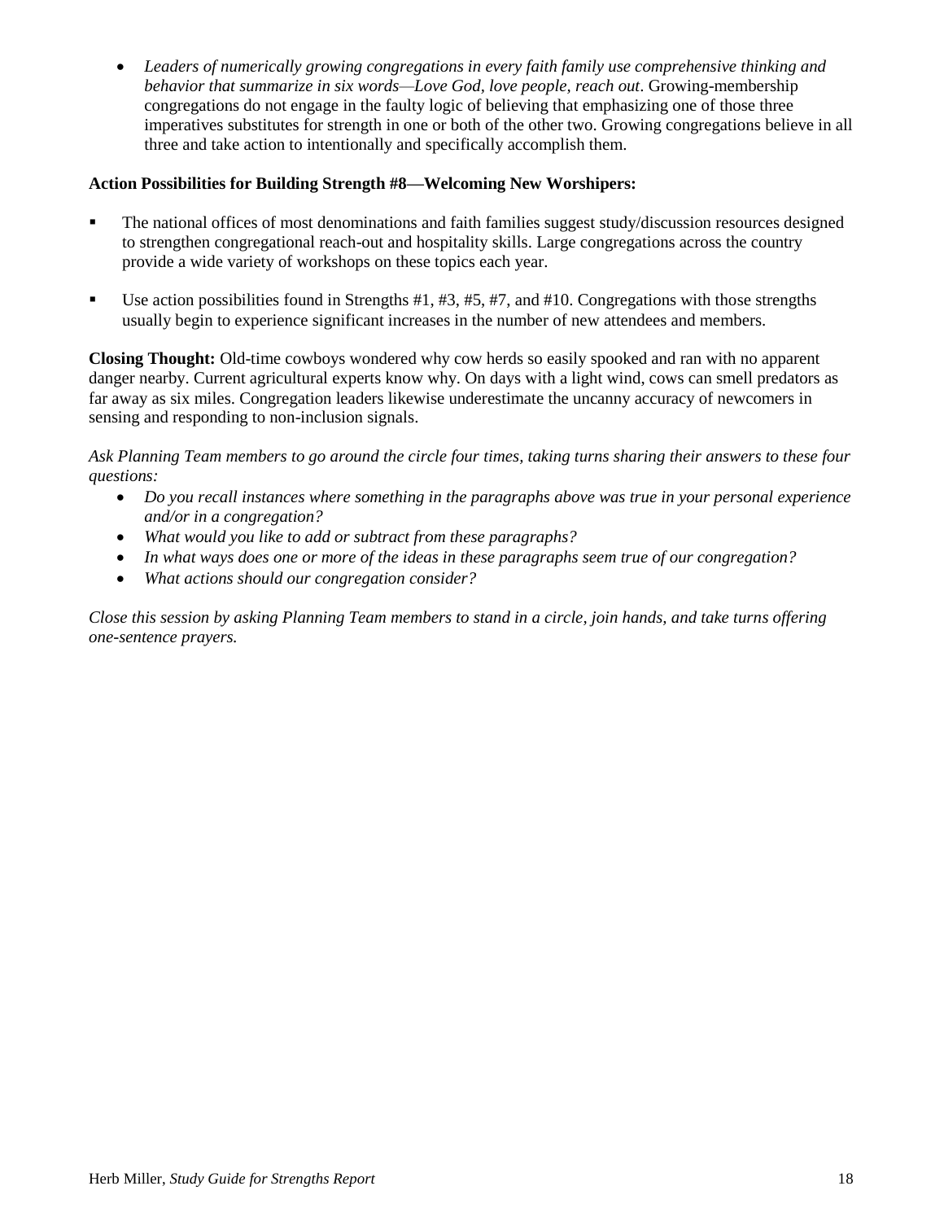- *Leaders of numerically growing congregations in every faith family use comprehensive thinking and behavior that summarize in six words—Love God, love people, reach out*. Growing-membership congregations do not engage in the faulty logic of believing that emphasizing one of those three imperatives substitutes for strength in one or both of the other two. Growing congregations believe in all three and take action to intentionally and specifically accomplish them.

**Action Possibilities for Building Strength #8—Welcoming New Worshipers:**

- The national offices of most denominations and faith families suggest study/discussion resources designed to strengthen congregational reach-out and hospitality skills. Large congregations across the country provide a wide variety of workshops on these topics each year.

- Use action possibilities found in Strengths #1, #3, #5, #7, and #10. Congregations with those strengths usually begin to experience significant increases in the number of new attendees and members.

**Closing Thought:** Old-time cowboys wondered why cow herds so easily spooked and ran with no apparent danger nearby. Current agricultural experts know why. On days with a light wind, cows can smell predators as far away as six miles. Congregation leaders likewise underestimate the uncanny accuracy of newcomers in sensing and responding to non-inclusion signals.

*Ask Planning Team members to go around the circle four times, taking turns sharing their answers to these four questions:*

- *Do you recall instances where something in the paragraphs above was true in your personal experience and/or in a congregation?*
- *What would you like to add or subtract from these paragraphs?*
- *In what ways does one or more of the ideas in these paragraphs seem true of our congregation?*
- *What actions should our congregation consider?*

*Close this session by asking Planning Team members to stand in a circle, join hands, and take turns offering one-sentence prayers.*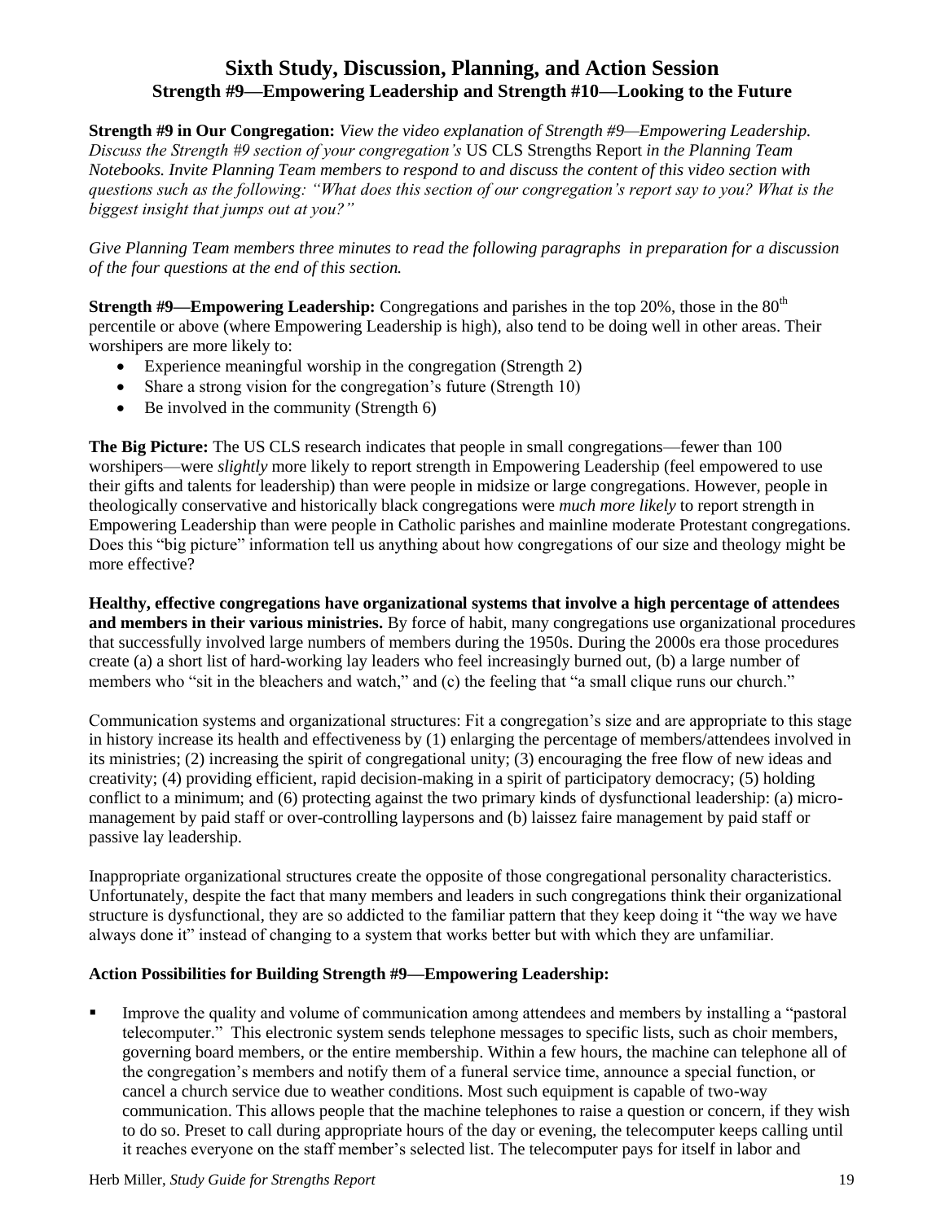## Sixth Study, Discussion, Planning, and Action Session

### Strength #9—Empowering Leadership and Strength #10—Looking to the Future

**Strength #9 in Our Congregation:** *View the video explanation of Strength #9—Empowering Leadership. Discuss the Strength #9 section of your congregation's* US CLS Strengths Report *in the Planning Team Notebooks. Invite Planning Team members to respond to and discuss the content of this video section with questions such as the following: "What does this section of our congregation's report say to you? What is the biggest insight that jumps out at you?"*

*Give Planning Team members three minutes to read the following paragraphs in preparation for a discussion of the four questions at the end of this section.*

**Strength #9—Empowering Leadership:** Congregations and parishes in the top 20%, those in the 80th percentile or above (where Empowering Leadership is high), also tend to be doing well in other areas. Their worshipers are more likely to:

- Experience meaningful worship in the congregation (Strength 2)
- Share a strong vision for the congregation's future (Strength 10)
- Be involved in the community (Strength 6)

**The Big Picture:** The US CLS research indicates that people in small congregations—fewer than 100 worshipers—were *slightly* more likely to report strength in Empowering Leadership (feel empowered to use their gifts and talents for leadership) than were people in midsize or large congregations. However, people in theologically conservative and historically black congregations were *much more likely* to report strength in Empowering Leadership than were people in Catholic parishes and mainline moderate Protestant congregations. Does this "big picture" information tell us anything about how congregations of our size and theology might be more effective?

**Healthy, effective congregations have organizational systems that involve a high percentage of attendees and members in their various ministries.** By force of habit, many congregations use organizational procedures that successfully involved large numbers of members during the 1950s. During the 2000s era those procedures create (a) a short list of hard-working lay leaders who feel increasingly burned out, (b) a large number of members who "sit in the bleachers and watch," and (c) the feeling that "a small clique runs our church."

Communication systems and organizational structures: Fit a congregation's size and are appropriate to this stage in history increase its health and effectiveness by (1) enlarging the percentage of members/attendees involved in its ministries; (2) increasing the spirit of congregational unity; (3) encouraging the free flow of new ideas and creativity; (4) providing efficient, rapid decision-making in a spirit of participatory democracy; (5) holding conflict to a minimum; and (6) protecting against the two primary kinds of dysfunctional leadership: (a) micro-management by paid staff or over-controlling laypersons and (b) laissez faire management by paid staff or passive lay leadership.

Inappropriate organizational structures create the opposite of those congregational personality characteristics. Unfortunately, despite the fact that many members and leaders in such congregations think their organizational structure is dysfunctional, they are so addicted to the familiar pattern that they keep doing it "the way we have always done it" instead of changing to a system that works better but with which they are unfamiliar.

**Action Possibilities for Building Strength #9—Empowering Leadership:**

- Improve the quality and volume of communication among attendees and members by installing a "pastoral telecomputer." This electronic system sends telephone messages to specific lists, such as choir members, governing board members, or the entire membership. Within a few hours, the machine can telephone all of the congregation's members and notify them of a funeral service time, announce a special function, or cancel a church service due to weather conditions. Most such equipment is capable of two-way communication. This allows people that the machine telephones to raise a question or concern, if they wish to do so. Preset to call during appropriate hours of the day or evening, the telecomputer keeps calling until it reaches everyone on the staff member's selected list. The telecomputer pays for itself in labor and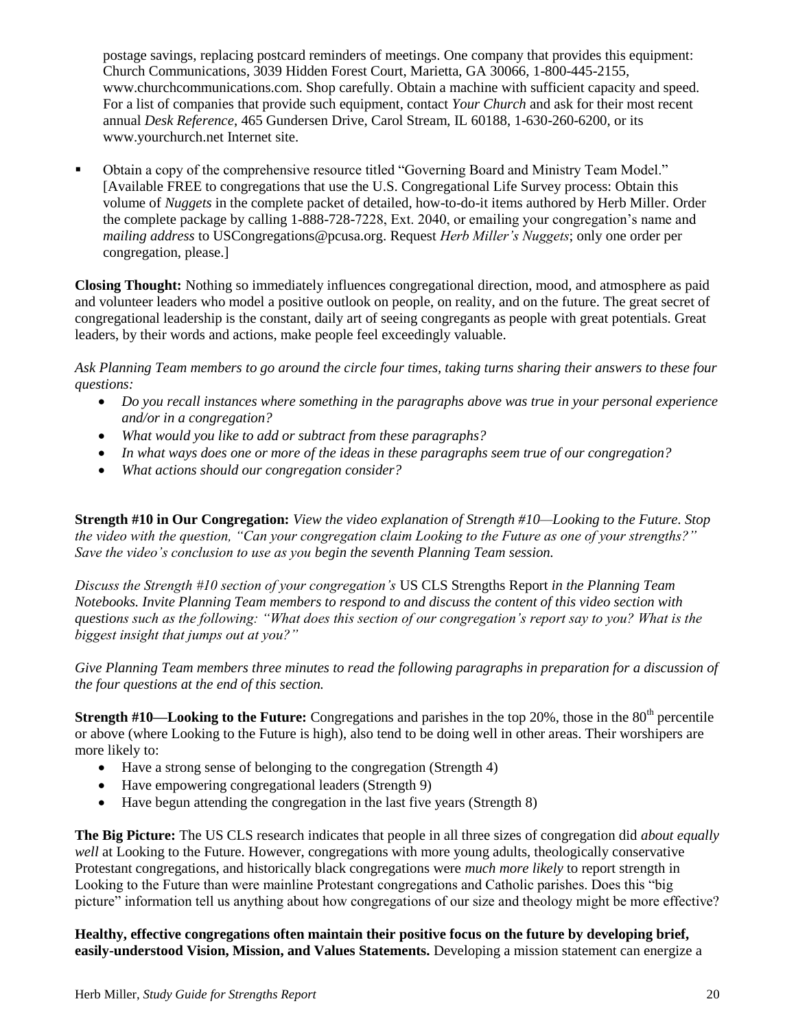postage savings, replacing postcard reminders of meetings. One company that provides this equipment: Church Communications, 3039 Hidden Forest Court, Marietta, GA 30066, 1-800-445-2155, www.churchcommunications.com. Shop carefully. Obtain a machine with sufficient capacity and speed. For a list of companies that provide such equipment, contact *Your Church* and ask for their most recent annual *Desk Reference*, 465 Gundersen Drive, Carol Stream, IL 60188, 1-630-260-6200, or its www.yourchurch.net Internet site.

- Obtain a copy of the comprehensive resource titled "Governing Board and Ministry Team Model." [Available FREE to congregations that use the U.S. Congregational Life Survey process: Obtain this volume of *Nuggets* in the complete packet of detailed, how-to-do-it items authored by Herb Miller. Order the complete package by calling 1-888-728-7228, Ext. 2040, or emailing your congregation's name and *mailing address* to USCongregations@pcusa.org. Request *Herb Miller's Nuggets*; only one order per congregation, please.]

**Closing Thought:** Nothing so immediately influences congregational direction, mood, and atmosphere as paid and volunteer leaders who model a positive outlook on people, on reality, and on the future. The great secret of congregational leadership is the constant, daily art of seeing congregants as people with great potentials. Great leaders, by their words and actions, make people feel exceedingly valuable.

*Ask Planning Team members to go around the circle four times, taking turns sharing their answers to these four questions:*

- *Do you recall instances where something in the paragraphs above was true in your personal experience and/or in a congregation?*
- *What would you like to add or subtract from these paragraphs?*
- *In what ways does one or more of the ideas in these paragraphs seem true of our congregation?*
- *What actions should our congregation consider?*

**Strength #10 in Our Congregation:** *View the video explanation of Strength #10—Looking to the Future. Stop the video with the question, "Can your congregation claim Looking to the Future as one of your strengths?" Save the video's conclusion to use as you begin the seventh Planning Team session.*

*Discuss the Strength #10 section of your congregation's* US CLS Strengths Report *in the Planning Team Notebooks. Invite Planning Team members to respond to and discuss the content of this video section with questions such as the following: "What does this section of our congregation's report say to you? What is the biggest insight that jumps out at you?"*

*Give Planning Team members three minutes to read the following paragraphs in preparation for a discussion of the four questions at the end of this section.*

**Strength #10—Looking to the Future:** Congregations and parishes in the top 20%, those in the 80th percentile or above (where Looking to the Future is high), also tend to be doing well in other areas. Their worshipers are more likely to:

- Have a strong sense of belonging to the congregation (Strength 4)
- Have empowering congregational leaders (Strength 9)
- Have begun attending the congregation in the last five years (Strength 8)

**The Big Picture:** The US CLS research indicates that people in all three sizes of congregation did *about equally well* at Looking to the Future. However, congregations with more young adults, theologically conservative Protestant congregations, and historically black congregations were *much more likely* to report strength in Looking to the Future than were mainline Protestant congregations and Catholic parishes. Does this "big picture" information tell us anything about how congregations of our size and theology might be more effective?

**Healthy, effective congregations often maintain their positive focus on the future by developing brief, easily-understood Vision, Mission, and Values Statements.** Developing a mission statement can energize a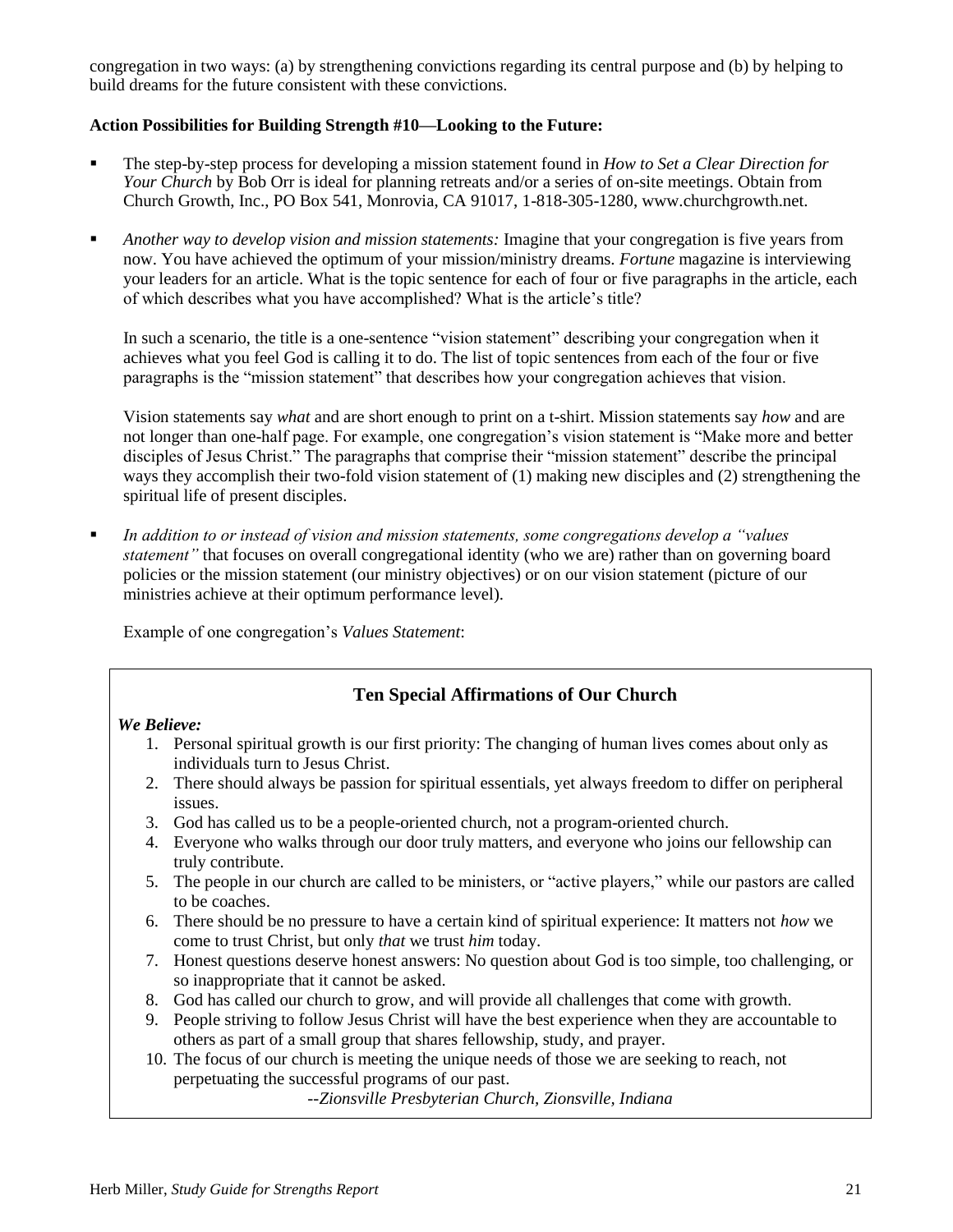congregation in two ways: (a) by strengthening convictions regarding its central purpose and (b) by helping to build dreams for the future consistent with these convictions.

**Action Possibilities for Building Strength #10—Looking to the Future:**

- The step-by-step process for developing a mission statement found in *How to Set a Clear Direction for Your Church* by Bob Orr is ideal for planning retreats and/or a series of on-site meetings. Obtain from Church Growth, Inc., PO Box 541, Monrovia, CA 91017, 1-818-305-1280, www.churchgrowth.net.

- *Another way to develop vision and mission statements:* Imagine that your congregation is five years from now. You have achieved the optimum of your mission/ministry dreams. *Fortune* magazine is interviewing your leaders for an article. What is the topic sentence for each of four or five paragraphs in the article, each of which describes what you have accomplished? What is the article's title?

  In such a scenario, the title is a one-sentence "vision statement" describing your congregation when it achieves what you feel God is calling it to do. The list of topic sentences from each of the four or five paragraphs is the "mission statement" that describes how your congregation achieves that vision.

  Vision statements say *what* and are short enough to print on a t-shirt. Mission statements say *how* and are not longer than one-half page. For example, one congregation's vision statement is "Make more and better disciples of Jesus Christ." The paragraphs that comprise their "mission statement" describe the principal ways they accomplish their two-fold vision statement of (1) making new disciples and (2) strengthening the spiritual life of present disciples.

- *In addition to or instead of vision and mission statements, some congregations develop a "values statement"* that focuses on overall congregational identity (who we are) rather than on governing board policies or the mission statement (our ministry objectives) or on our vision statement (picture of our ministries achieve at their optimum performance level).

  Example of one congregation's *Values Statement*:

### Ten Special Affirmations of Our Church

***We Believe:***

1. Personal spiritual growth is our first priority: The changing of human lives comes about only as individuals turn to Jesus Christ.
2. There should always be passion for spiritual essentials, yet always freedom to differ on peripheral issues.
3. God has called us to be a people-oriented church, not a program-oriented church.
4. Everyone who walks through our door truly matters, and everyone who joins our fellowship can truly contribute.
5. The people in our church are called to be ministers, or "active players," while our pastors are called to be coaches.
6. There should be no pressure to have a certain kind of spiritual experience: It matters not *how* we come to trust Christ, but only *that* we trust *him* today.
7. Honest questions deserve honest answers: No question about God is too simple, too challenging, or so inappropriate that it cannot be asked.
8. God has called our church to grow, and will provide all challenges that come with growth.
9. People striving to follow Jesus Christ will have the best experience when they are accountable to others as part of a small group that shares fellowship, study, and prayer.
10. The focus of our church is meeting the unique needs of those we are seeking to reach, not perpetuating the successful programs of our past.

*--Zionsville Presbyterian Church, Zionsville, Indiana*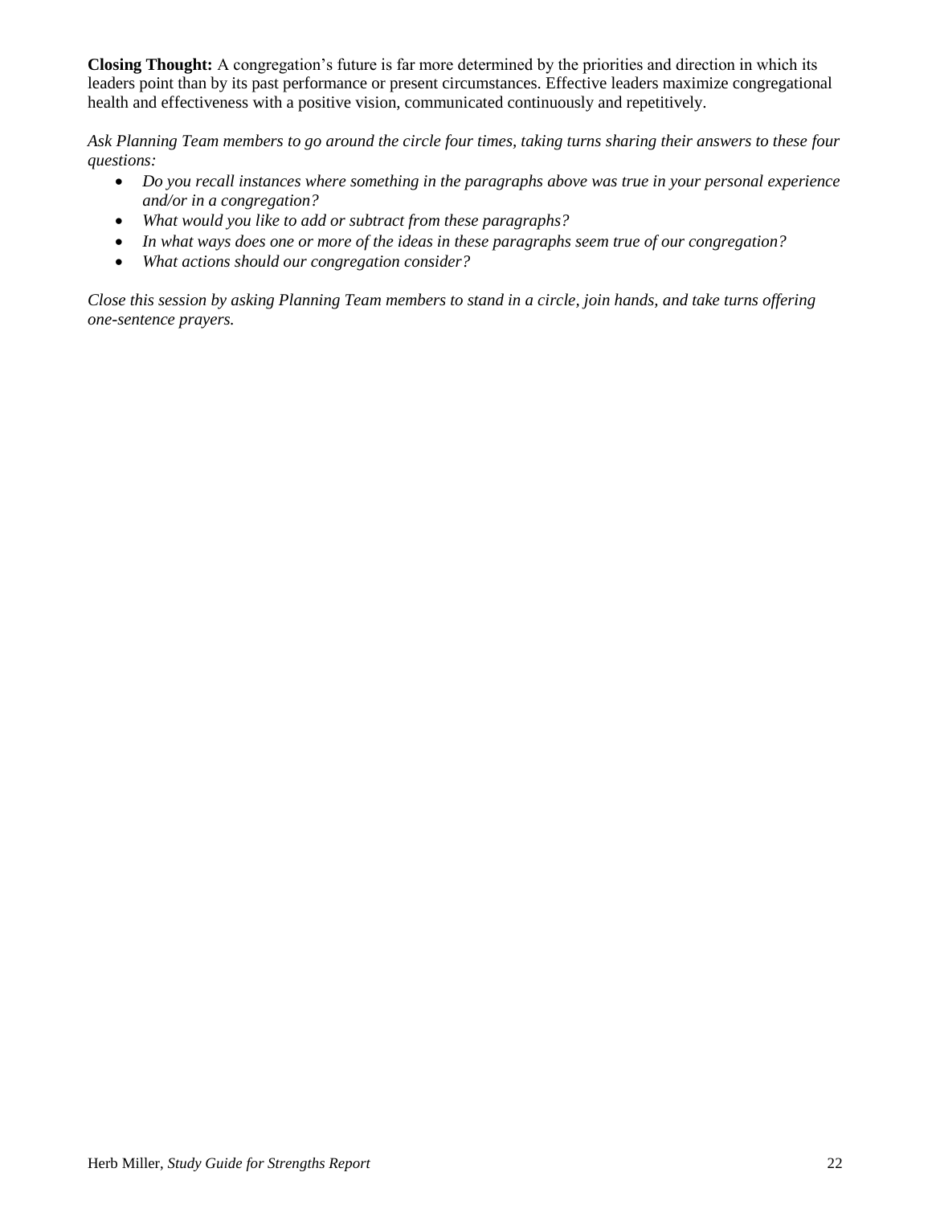**Closing Thought:** A congregation's future is far more determined by the priorities and direction in which its leaders point than by its past performance or present circumstances. Effective leaders maximize congregational health and effectiveness with a positive vision, communicated continuously and repetitively.

*Ask Planning Team members to go around the circle four times, taking turns sharing their answers to these four questions:*

- *Do you recall instances where something in the paragraphs above was true in your personal experience and/or in a congregation?*
- *What would you like to add or subtract from these paragraphs?*
- *In what ways does one or more of the ideas in these paragraphs seem true of our congregation?*
- *What actions should our congregation consider?*

*Close this session by asking Planning Team members to stand in a circle, join hands, and take turns offering one-sentence prayers.*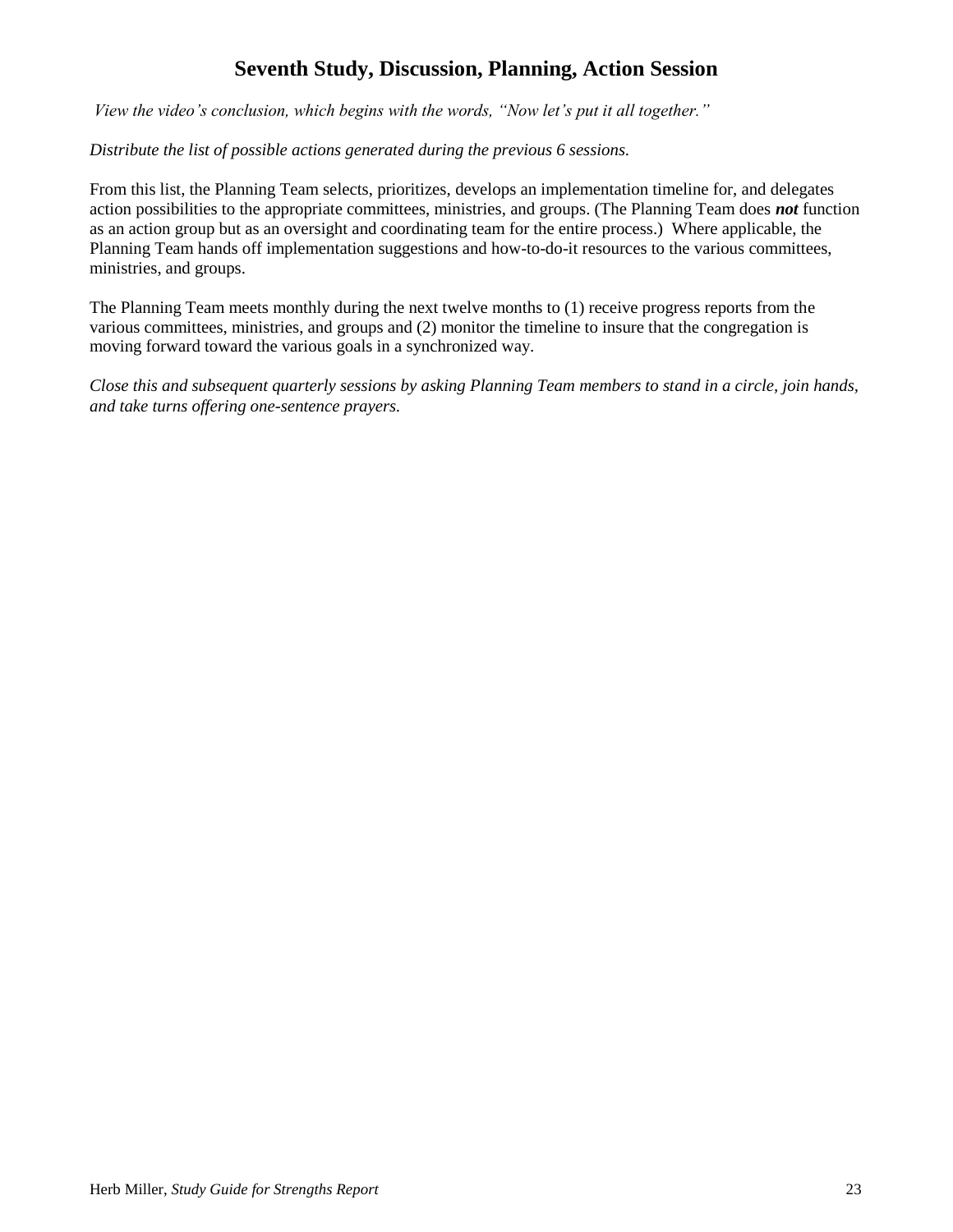## Seventh Study, Discussion, Planning, Action Session

*View the video's conclusion, which begins with the words, "Now let's put it all together."*

*Distribute the list of possible actions generated during the previous 6 sessions.*

From this list, the Planning Team selects, prioritizes, develops an implementation timeline for, and delegates action possibilities to the appropriate committees, ministries, and groups. (The Planning Team does ***not*** function as an action group but as an oversight and coordinating team for the entire process.) Where applicable, the Planning Team hands off implementation suggestions and how-to-do-it resources to the various committees, ministries, and groups.

The Planning Team meets monthly during the next twelve months to (1) receive progress reports from the various committees, ministries, and groups and (2) monitor the timeline to insure that the congregation is moving forward toward the various goals in a synchronized way.

*Close this and subsequent quarterly sessions by asking Planning Team members to stand in a circle, join hands, and take turns offering one-sentence prayers.*